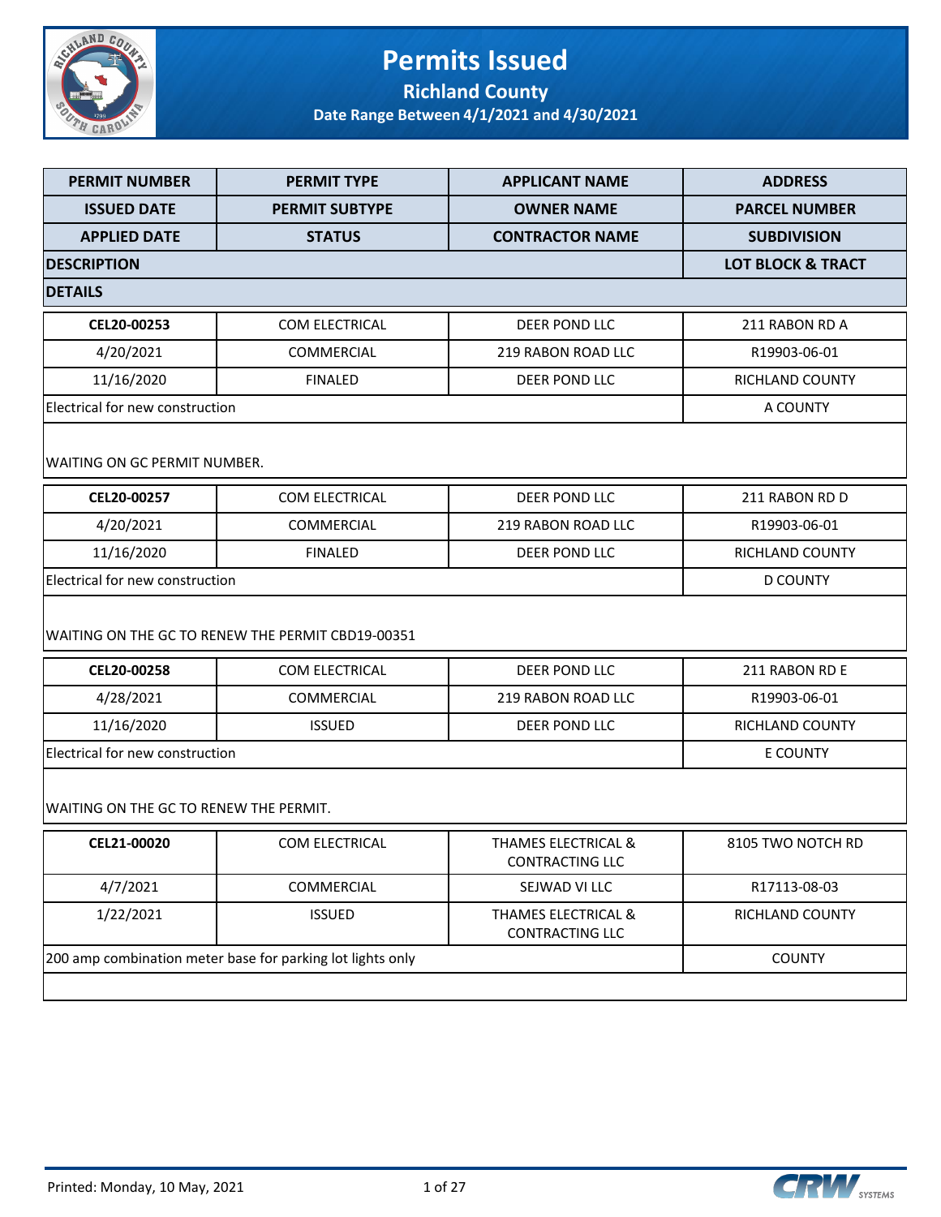# Permits Issued

## Richland County

### Date Range Between 4/1/2021 and 4/30/2021

| PERMIT NUMBER | PERMIT TYPE | APPLICANT NAME | ADDRESS |
|---|---|---|---|
| ISSUED DATE | PERMIT SUBTYPE | OWNER NAME | PARCEL NUMBER |
| APPLIED DATE | STATUS | CONTRACTOR NAME | SUBDIVISION |
| DESCRIPTION | | | LOT BLOCK & TRACT |
| DETAILS | | | |
| CEL20-00253 | COM ELECTRICAL | DEER POND LLC | 211 RABON RD A |
| 4/20/2021 | COMMERCIAL | 219 RABON ROAD LLC | R19903-06-01 |
| 11/16/2020 | FINALED | DEER POND LLC | RICHLAND COUNTY |
| Electrical for new construction | | | A COUNTY |
| WAITING ON GC PERMIT NUMBER. | | | |
| CEL20-00257 | COM ELECTRICAL | DEER POND LLC | 211 RABON RD D |
| 4/20/2021 | COMMERCIAL | 219 RABON ROAD LLC | R19903-06-01 |
| 11/16/2020 | FINALED | DEER POND LLC | RICHLAND COUNTY |
| Electrical for new construction | | | D COUNTY |
| WAITING ON THE GC TO RENEW THE PERMIT CBD19-00351 | | | |
| CEL20-00258 | COM ELECTRICAL | DEER POND LLC | 211 RABON RD E |
| 4/28/2021 | COMMERCIAL | 219 RABON ROAD LLC | R19903-06-01 |
| 11/16/2020 | ISSUED | DEER POND LLC | RICHLAND COUNTY |
| Electrical for new construction | | | E COUNTY |
| WAITING ON THE GC TO RENEW THE PERMIT. | | | |
| CEL21-00020 | COM ELECTRICAL | THAMES ELECTRICAL & CONTRACTING LLC | 8105 TWO NOTCH RD |
| 4/7/2021 | COMMERCIAL | SEJWAD VI LLC | R17113-08-03 |
| 1/22/2021 | ISSUED | THAMES ELECTRICAL & CONTRACTING LLC | RICHLAND COUNTY |
| 200 amp combination meter base for parking lot lights only | | | COUNTY |
| | | | |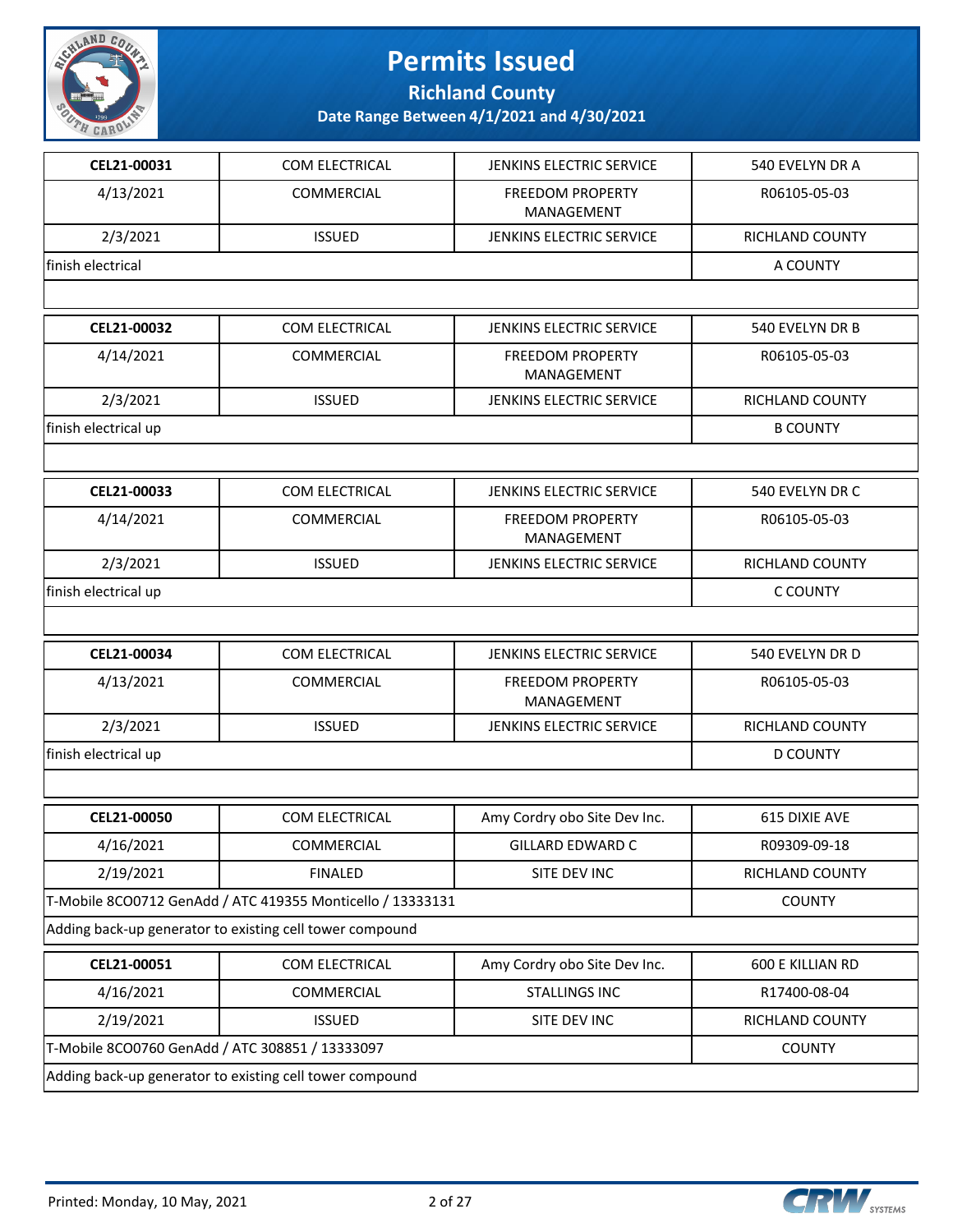# Permits Issued

## Richland County

**Date Range Between 4/1/2021 and 4/30/2021**

| | | | |
|---|---|---|---|
| **CEL21-00031** | COM ELECTRICAL | JENKINS ELECTRIC SERVICE | 540 EVELYN DR A |
| 4/13/2021 | COMMERCIAL | FREEDOM PROPERTY MANAGEMENT | R06105-05-03 |
| 2/3/2021 | ISSUED | JENKINS ELECTRIC SERVICE | RICHLAND COUNTY |
| finish electrical | | | A COUNTY |
| | | | |
| **CEL21-00032** | COM ELECTRICAL | JENKINS ELECTRIC SERVICE | 540 EVELYN DR B |
| 4/14/2021 | COMMERCIAL | FREEDOM PROPERTY MANAGEMENT | R06105-05-03 |
| 2/3/2021 | ISSUED | JENKINS ELECTRIC SERVICE | RICHLAND COUNTY |
| finish electrical up | | | B COUNTY |
| | | | |
| **CEL21-00033** | COM ELECTRICAL | JENKINS ELECTRIC SERVICE | 540 EVELYN DR C |
| 4/14/2021 | COMMERCIAL | FREEDOM PROPERTY MANAGEMENT | R06105-05-03 |
| 2/3/2021 | ISSUED | JENKINS ELECTRIC SERVICE | RICHLAND COUNTY |
| finish electrical up | | | C COUNTY |
| | | | |
| **CEL21-00034** | COM ELECTRICAL | JENKINS ELECTRIC SERVICE | 540 EVELYN DR D |
| 4/13/2021 | COMMERCIAL | FREEDOM PROPERTY MANAGEMENT | R06105-05-03 |
| 2/3/2021 | ISSUED | JENKINS ELECTRIC SERVICE | RICHLAND COUNTY |
| finish electrical up | | | D COUNTY |
| | | | |
| **CEL21-00050** | COM ELECTRICAL | Amy Cordry obo Site Dev Inc. | 615 DIXIE AVE |
| 4/16/2021 | COMMERCIAL | GILLARD EDWARD C | R09309-09-18 |
| 2/19/2021 | FINALED | SITE DEV INC | RICHLAND COUNTY |
| T-Mobile 8CO0712 GenAdd / ATC 419355 Monticello / 13333131 | | | COUNTY |
| Adding back-up generator to existing cell tower compound | | | |
| **CEL21-00051** | COM ELECTRICAL | Amy Cordry obo Site Dev Inc. | 600 E KILLIAN RD |
| 4/16/2021 | COMMERCIAL | STALLINGS INC | R17400-08-04 |
| 2/19/2021 | ISSUED | SITE DEV INC | RICHLAND COUNTY |
| T-Mobile 8CO0760 GenAdd / ATC 308851 / 13333097 | | | COUNTY |
| Adding back-up generator to existing cell tower compound | | | |

Printed: Monday, 10 May, 2021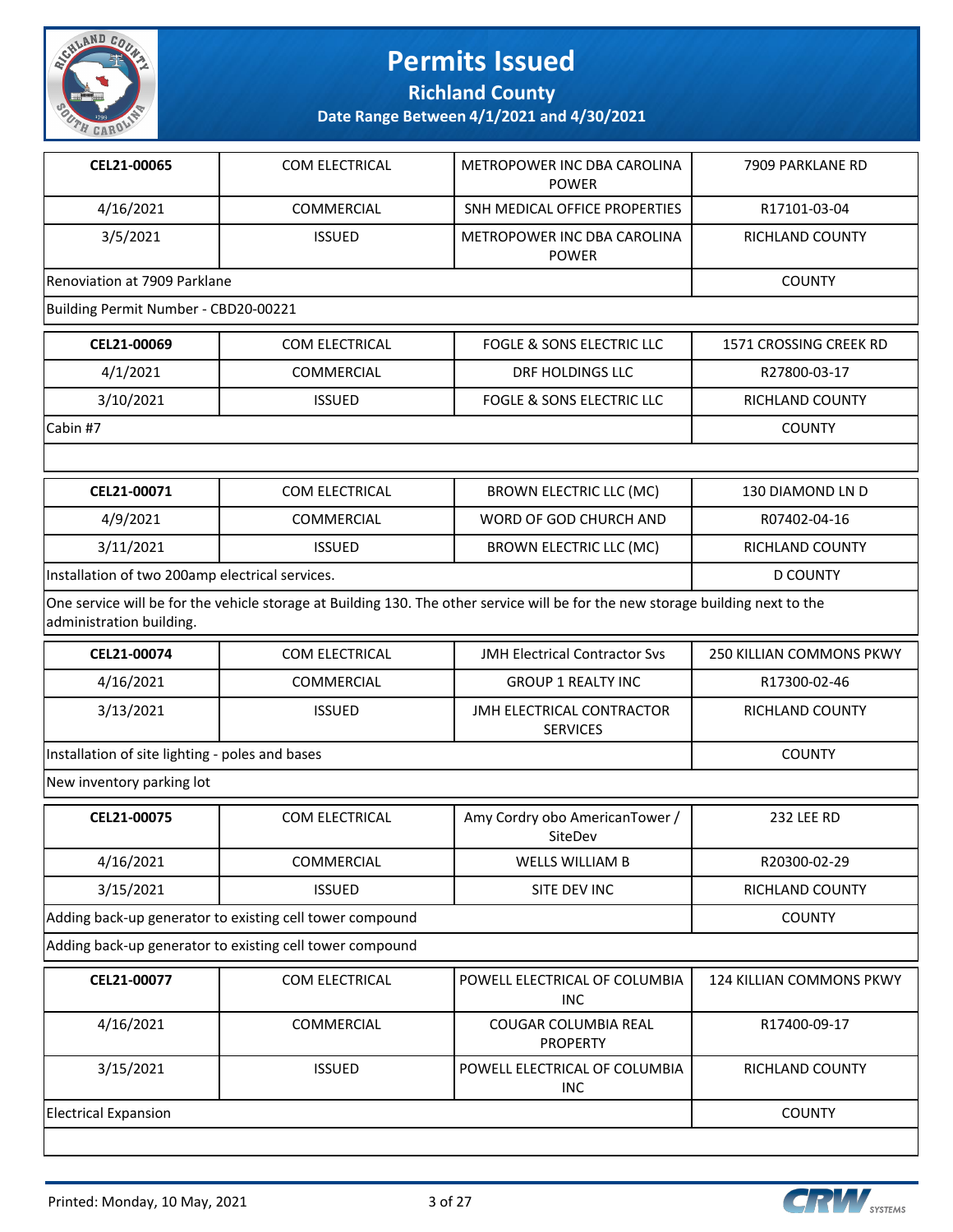# Permits Issued

## Richland County

### Date Range Between 4/1/2021 and 4/30/2021

| CEL21-00065 | COM ELECTRICAL | METROPOWER INC DBA CAROLINA POWER | 7909 PARKLANE RD |
|---|---|---|---|
| 4/16/2021 | COMMERCIAL | SNH MEDICAL OFFICE PROPERTIES | R17101-03-04 |
| 3/5/2021 | ISSUED | METROPOWER INC DBA CAROLINA POWER | RICHLAND COUNTY |
| Renovation at 7909 Parklane | | | COUNTY |
| Building Permit Number - CBD20-00221 | | | |

| CEL21-00069 | COM ELECTRICAL | FOGLE & SONS ELECTRIC LLC | 1571 CROSSING CREEK RD |
|---|---|---|---|
| 4/1/2021 | COMMERCIAL | DRF HOLDINGS LLC | R27800-03-17 |
| 3/10/2021 | ISSUED | FOGLE & SONS ELECTRIC LLC | RICHLAND COUNTY |
| Cabin #7 | | | COUNTY |

| CEL21-00071 | COM ELECTRICAL | BROWN ELECTRIC LLC (MC) | 130 DIAMOND LN D |
|---|---|---|---|
| 4/9/2021 | COMMERCIAL | WORD OF GOD CHURCH AND | R07402-04-16 |
| 3/11/2021 | ISSUED | BROWN ELECTRIC LLC (MC) | RICHLAND COUNTY |
| Installation of two 200amp electrical services. | | | D COUNTY |
| One service will be for the vehicle storage at Building 130. The other service will be for the new storage building next to the administration building. | | | |

| CEL21-00074 | COM ELECTRICAL | JMH Electrical Contractor Svs | 250 KILLIAN COMMONS PKWY |
|---|---|---|---|
| 4/16/2021 | COMMERCIAL | GROUP 1 REALTY INC | R17300-02-46 |
| 3/13/2021 | ISSUED | JMH ELECTRICAL CONTRACTOR SERVICES | RICHLAND COUNTY |
| Installation of site lighting - poles and bases | | | COUNTY |
| New inventory parking lot | | | |

| CEL21-00075 | COM ELECTRICAL | Amy Cordry obo AmericanTower / SiteDev | 232 LEE RD |
|---|---|---|---|
| 4/16/2021 | COMMERCIAL | WELLS WILLIAM B | R20300-02-29 |
| 3/15/2021 | ISSUED | SITE DEV INC | RICHLAND COUNTY |
| Adding back-up generator to existing cell tower compound | | | COUNTY |
| Adding back-up generator to existing cell tower compound | | | |

| CEL21-00077 | COM ELECTRICAL | POWELL ELECTRICAL OF COLUMBIA INC | 124 KILLIAN COMMONS PKWY |
|---|---|---|---|
| 4/16/2021 | COMMERCIAL | COUGAR COLUMBIA REAL PROPERTY | R17400-09-17 |
| 3/15/2021 | ISSUED | POWELL ELECTRICAL OF COLUMBIA INC | RICHLAND COUNTY |
| Electrical Expansion | | | COUNTY |

Printed: Monday, 10 May, 2021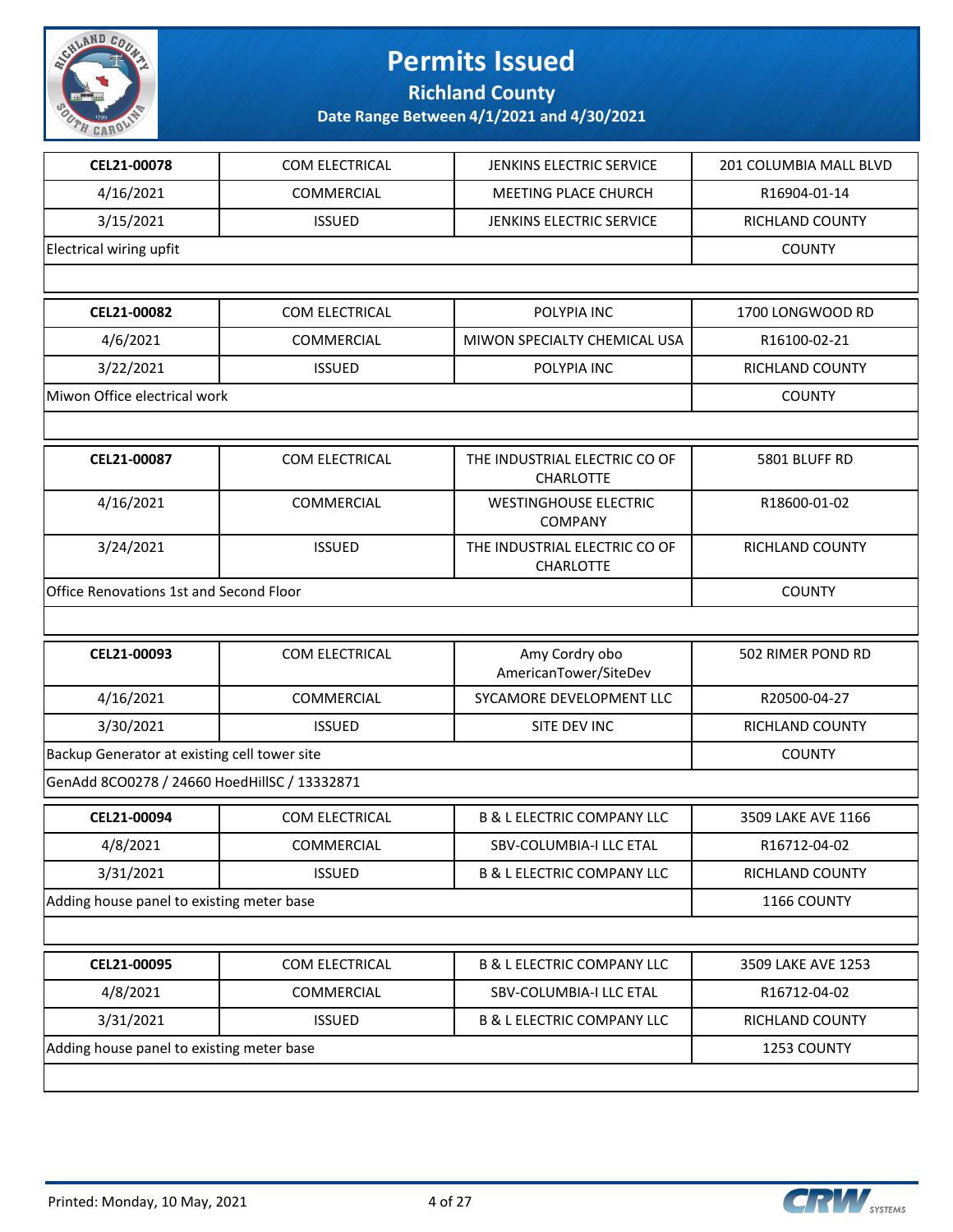# Permits Issued

## Richland County

### Date Range Between 4/1/2021 and 4/30/2021

| CEL21-00078 | COM ELECTRICAL | JENKINS ELECTRIC SERVICE | 201 COLUMBIA MALL BLVD |
|---|---|---|---|
| 4/16/2021 | COMMERCIAL | MEETING PLACE CHURCH | R16904-01-14 |
| 3/15/2021 | ISSUED | JENKINS ELECTRIC SERVICE | RICHLAND COUNTY |
| Electrical wiring upfit | | | COUNTY |

| CEL21-00082 | COM ELECTRICAL | POLYPIA INC | 1700 LONGWOOD RD |
|---|---|---|---|
| 4/6/2021 | COMMERCIAL | MIWON SPECIALTY CHEMICAL USA | R16100-02-21 |
| 3/22/2021 | ISSUED | POLYPIA INC | RICHLAND COUNTY |
| Miwon Office electrical work | | | COUNTY |

| CEL21-00087 | COM ELECTRICAL | THE INDUSTRIAL ELECTRIC CO OF CHARLOTTE | 5801 BLUFF RD |
|---|---|---|---|
| 4/16/2021 | COMMERCIAL | WESTINGHOUSE ELECTRIC COMPANY | R18600-01-02 |
| 3/24/2021 | ISSUED | THE INDUSTRIAL ELECTRIC CO OF CHARLOTTE | RICHLAND COUNTY |
| Office Renovations 1st and Second Floor | | | COUNTY |

| CEL21-00093 | COM ELECTRICAL | Amy Cordry obo AmericanTower/SiteDev | 502 RIMER POND RD |
|---|---|---|---|
| 4/16/2021 | COMMERCIAL | SYCAMORE DEVELOPMENT LLC | R20500-04-27 |
| 3/30/2021 | ISSUED | SITE DEV INC | RICHLAND COUNTY |
| Backup Generator at existing cell tower site | | | COUNTY |
| GenAdd 8CO0278 / 24660 HoedHillSC / 13332871 | | | |

| CEL21-00094 | COM ELECTRICAL | B & L ELECTRIC COMPANY LLC | 3509 LAKE AVE 1166 |
|---|---|---|---|
| 4/8/2021 | COMMERCIAL | SBV-COLUMBIA-I LLC ETAL | R16712-04-02 |
| 3/31/2021 | ISSUED | B & L ELECTRIC COMPANY LLC | RICHLAND COUNTY |
| Adding house panel to existing meter base | | | 1166 COUNTY |

| CEL21-00095 | COM ELECTRICAL | B & L ELECTRIC COMPANY LLC | 3509 LAKE AVE 1253 |
|---|---|---|---|
| 4/8/2021 | COMMERCIAL | SBV-COLUMBIA-I LLC ETAL | R16712-04-02 |
| 3/31/2021 | ISSUED | B & L ELECTRIC COMPANY LLC | RICHLAND COUNTY |
| Adding house panel to existing meter base | | | 1253 COUNTY |

Printed: Monday, 10 May, 2021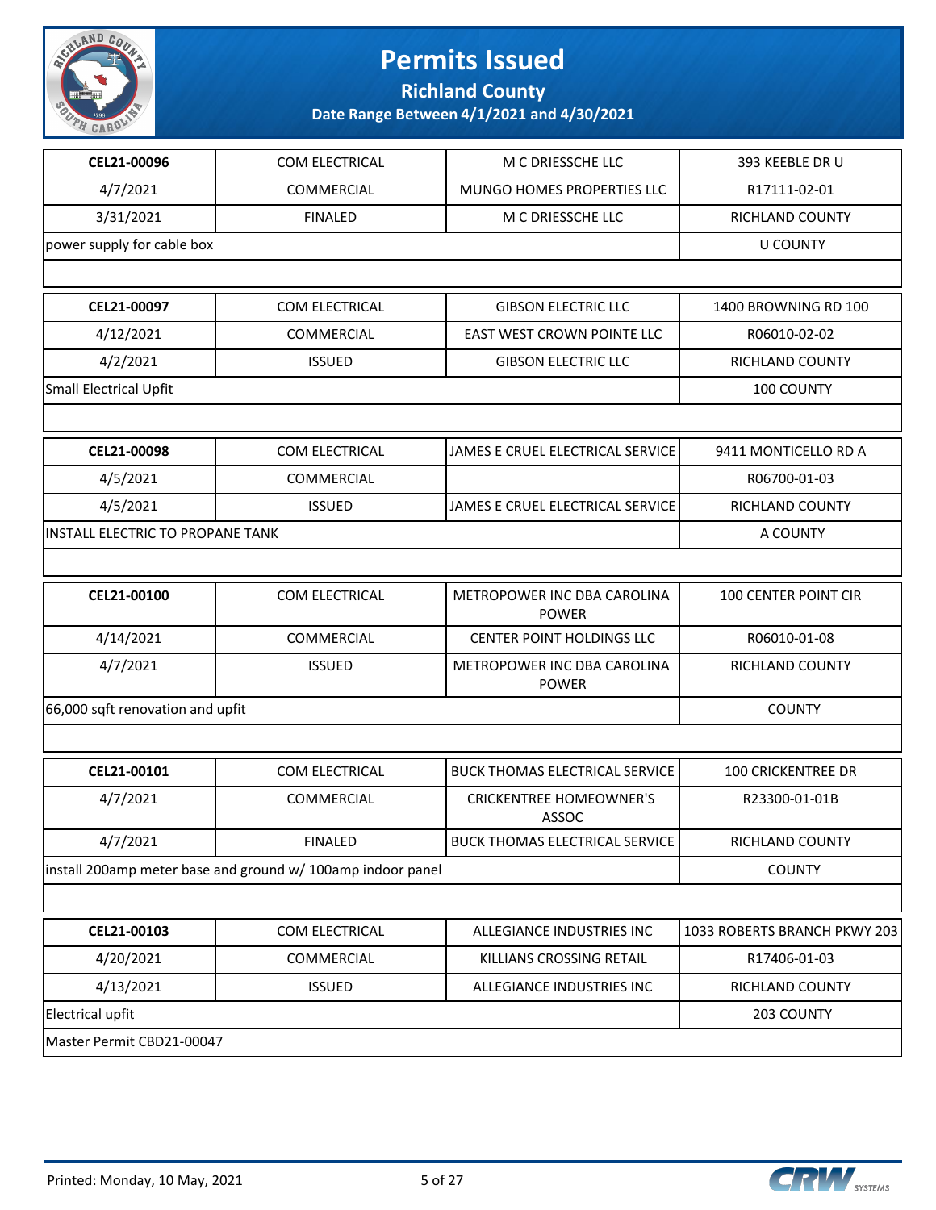# Permits Issued

**Richland County**

**Date Range Between 4/1/2021 and 4/30/2021**

| | | | |
|---|---|---|---|
| **CEL21-00096** | COM ELECTRICAL | M C DRIESSCHE LLC | 393 KEEBLE DR U |
| 4/7/2021 | COMMERCIAL | MUNGO HOMES PROPERTIES LLC | R17111-02-01 |
| 3/31/2021 | FINALED | M C DRIESSCHE LLC | RICHLAND COUNTY |
| power supply for cable box | | | U COUNTY |

| | | | |
|---|---|---|---|
| **CEL21-00097** | COM ELECTRICAL | GIBSON ELECTRIC LLC | 1400 BROWNING RD 100 |
| 4/12/2021 | COMMERCIAL | EAST WEST CROWN POINTE LLC | R06010-02-02 |
| 4/2/2021 | ISSUED | GIBSON ELECTRIC LLC | RICHLAND COUNTY |
| Small Electrical Upfit | | | 100 COUNTY |

| | | | |
|---|---|---|---|
| **CEL21-00098** | COM ELECTRICAL | JAMES E CRUEL ELECTRICAL SERVICE | 9411 MONTICELLO RD A |
| 4/5/2021 | COMMERCIAL | | R06700-01-03 |
| 4/5/2021 | ISSUED | JAMES E CRUEL ELECTRICAL SERVICE | RICHLAND COUNTY |
| INSTALL ELECTRIC TO PROPANE TANK | | | A COUNTY |

| | | | |
|---|---|---|---|
| **CEL21-00100** | COM ELECTRICAL | METROPOWER INC DBA CAROLINA POWER | 100 CENTER POINT CIR |
| 4/14/2021 | COMMERCIAL | CENTER POINT HOLDINGS LLC | R06010-01-08 |
| 4/7/2021 | ISSUED | METROPOWER INC DBA CAROLINA POWER | RICHLAND COUNTY |
| 66,000 sqft renovation and upfit | | | COUNTY |

| | | | |
|---|---|---|---|
| **CEL21-00101** | COM ELECTRICAL | BUCK THOMAS ELECTRICAL SERVICE | 100 CRICKENTREE DR |
| 4/7/2021 | COMMERCIAL | CRICKENTREE HOMEOWNER'S ASSOC | R23300-01-01B |
| 4/7/2021 | FINALED | BUCK THOMAS ELECTRICAL SERVICE | RICHLAND COUNTY |
| install 200amp meter base and ground w/ 100amp indoor panel | | | COUNTY |

| | | | |
|---|---|---|---|
| **CEL21-00103** | COM ELECTRICAL | ALLEGIANCE INDUSTRIES INC | 1033 ROBERTS BRANCH PKWY 203 |
| 4/20/2021 | COMMERCIAL | KILLIANS CROSSING RETAIL | R17406-01-03 |
| 4/13/2021 | ISSUED | ALLEGIANCE INDUSTRIES INC | RICHLAND COUNTY |
| Electrical upfit | | | 203 COUNTY |
| Master Permit CBD21-00047 | | | |

Printed: Monday, 10 May, 2021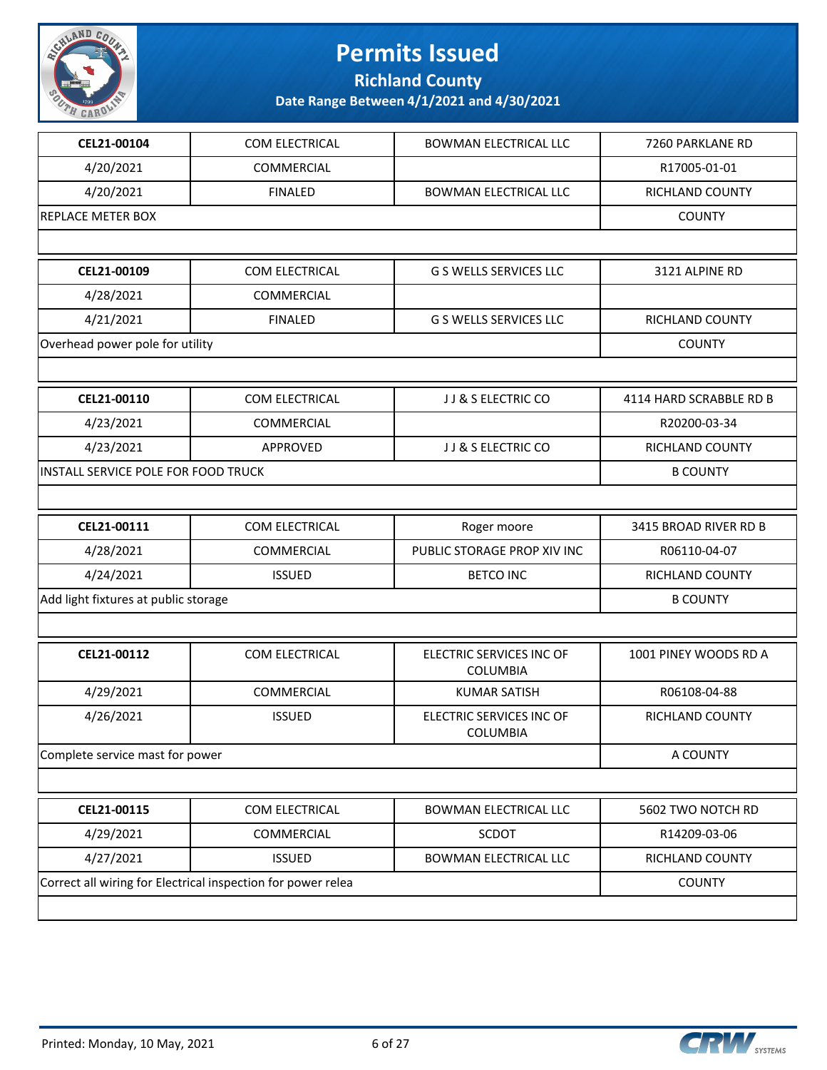# Permits Issued

## Richland County

### Date Range Between 4/1/2021 and 4/30/2021

| CEL21-00104 | COM ELECTRICAL | BOWMAN ELECTRICAL LLC | 7260 PARKLANE RD |
|---|---|---|---|
| 4/20/2021 | COMMERCIAL | | R17005-01-01 |
| 4/20/2021 | FINALED | BOWMAN ELECTRICAL LLC | RICHLAND COUNTY |
| REPLACE METER BOX | | | COUNTY |

| CEL21-00109 | COM ELECTRICAL | G S WELLS SERVICES LLC | 3121 ALPINE RD |
|---|---|---|---|
| 4/28/2021 | COMMERCIAL | | |
| 4/21/2021 | FINALED | G S WELLS SERVICES LLC | RICHLAND COUNTY |
| Overhead power pole for utility | | | COUNTY |

| CEL21-00110 | COM ELECTRICAL | J J & S ELECTRIC CO | 4114 HARD SCRABBLE RD B |
|---|---|---|---|
| 4/23/2021 | COMMERCIAL | | R20200-03-34 |
| 4/23/2021 | APPROVED | J J & S ELECTRIC CO | RICHLAND COUNTY |
| INSTALL SERVICE POLE FOR FOOD TRUCK | | | B COUNTY |

| CEL21-00111 | COM ELECTRICAL | Roger moore | 3415 BROAD RIVER RD B |
|---|---|---|---|
| 4/28/2021 | COMMERCIAL | PUBLIC STORAGE PROP XIV INC | R06110-04-07 |
| 4/24/2021 | ISSUED | BETCO INC | RICHLAND COUNTY |
| Add light fixtures at public storage | | | B COUNTY |

| CEL21-00112 | COM ELECTRICAL | ELECTRIC SERVICES INC OF COLUMBIA | 1001 PINEY WOODS RD A |
|---|---|---|---|
| 4/29/2021 | COMMERCIAL | KUMAR SATISH | R06108-04-88 |
| 4/26/2021 | ISSUED | ELECTRIC SERVICES INC OF COLUMBIA | RICHLAND COUNTY |
| Complete service mast for power | | | A COUNTY |

| CEL21-00115 | COM ELECTRICAL | BOWMAN ELECTRICAL LLC | 5602 TWO NOTCH RD |
|---|---|---|---|
| 4/29/2021 | COMMERCIAL | SCDOT | R14209-03-06 |
| 4/27/2021 | ISSUED | BOWMAN ELECTRICAL LLC | RICHLAND COUNTY |
| Correct all wiring for Electrical inspection for power relea | | | COUNTY |

Printed: Monday, 10 May, 2021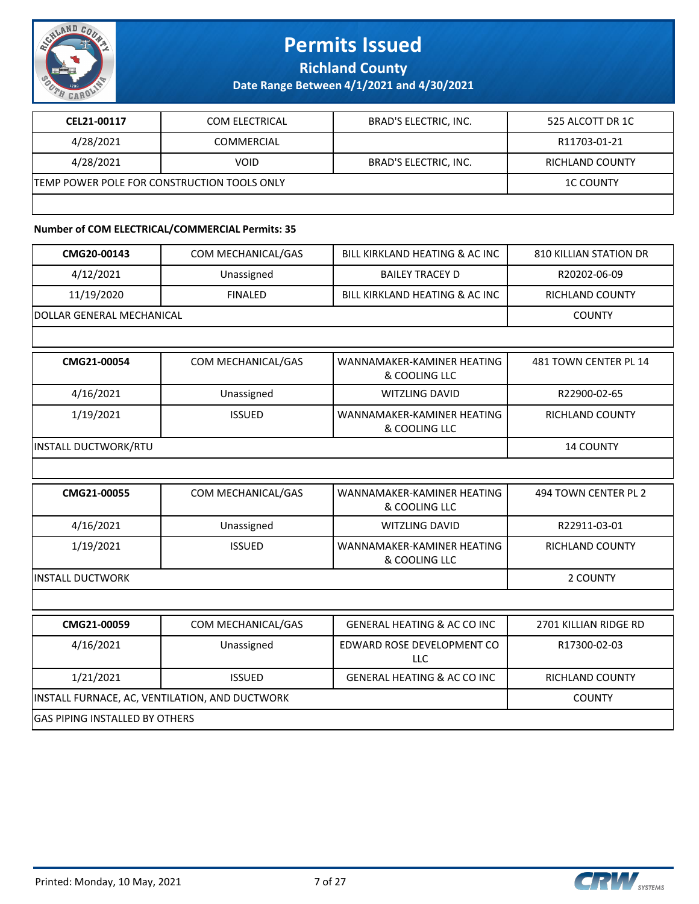| CEL21-00117 | COM ELECTRICAL | BRAD'S ELECTRIC, INC. | 525 ALCOTT DR 1C |
|---|---|---|---|
| 4/28/2021 | COMMERCIAL | | R11703-01-21 |
| 4/28/2021 | VOID | BRAD'S ELECTRIC, INC. | RICHLAND COUNTY |
| TEMP POWER POLE FOR CONSTRUCTION TOOLS ONLY | | | 1C COUNTY |

**Number of COM ELECTRICAL/COMMERCIAL Permits: 35**

| CMG20-00143 | COM MECHANICAL/GAS | BILL KIRKLAND HEATING & AC INC | 810 KILLIAN STATION DR |
|---|---|---|---|
| 4/12/2021 | Unassigned | BAILEY TRACEY D | R20202-06-09 |
| 11/19/2020 | FINALED | BILL KIRKLAND HEATING & AC INC | RICHLAND COUNTY |
| DOLLAR GENERAL MECHANICAL | | | COUNTY |

| CMG21-00054 | COM MECHANICAL/GAS | WANNAMAKER-KAMINER HEATING & COOLING LLC | 481 TOWN CENTER PL 14 |
|---|---|---|---|
| 4/16/2021 | Unassigned | WITZLING DAVID | R22900-02-65 |
| 1/19/2021 | ISSUED | WANNAMAKER-KAMINER HEATING & COOLING LLC | RICHLAND COUNTY |
| INSTALL DUCTWORK/RTU | | | 14 COUNTY |

| CMG21-00055 | COM MECHANICAL/GAS | WANNAMAKER-KAMINER HEATING & COOLING LLC | 494 TOWN CENTER PL 2 |
|---|---|---|---|
| 4/16/2021 | Unassigned | WITZLING DAVID | R22911-03-01 |
| 1/19/2021 | ISSUED | WANNAMAKER-KAMINER HEATING & COOLING LLC | RICHLAND COUNTY |
| INSTALL DUCTWORK | | | 2 COUNTY |

| CMG21-00059 | COM MECHANICAL/GAS | GENERAL HEATING & AC CO INC | 2701 KILLIAN RIDGE RD |
|---|---|---|---|
| 4/16/2021 | Unassigned | EDWARD ROSE DEVELOPMENT CO LLC | R17300-02-03 |
| 1/21/2021 | ISSUED | GENERAL HEATING & AC CO INC | RICHLAND COUNTY |
| INSTALL FURNACE, AC, VENTILATION, AND DUCTWORK | | | COUNTY |
| GAS PIPING INSTALLED BY OTHERS | | | |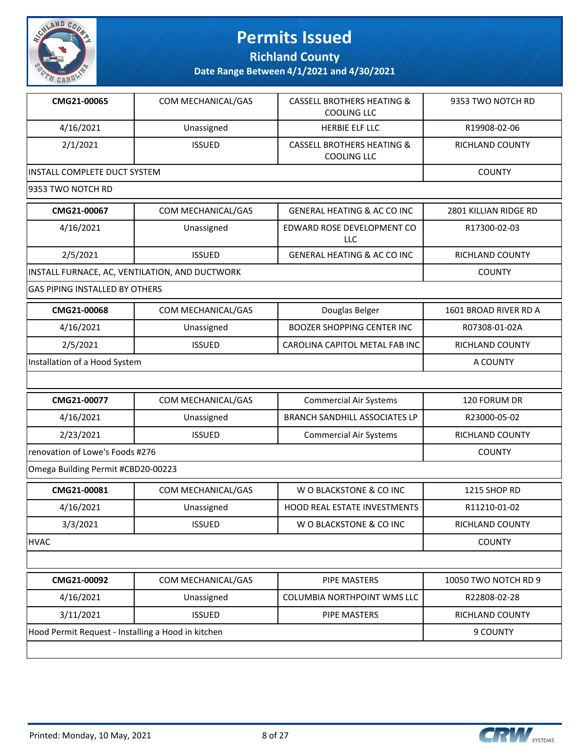# Permits Issued

**Richland County**

**Date Range Between 4/1/2021 and 4/30/2021**

| | | | |
|---|---|---|---|
| **CMG21-00065** | COM MECHANICAL/GAS | CASSELL BROTHERS HEATING & COOLING LLC | 9353 TWO NOTCH RD |
| 4/16/2021 | Unassigned | HERBIE ELF LLC | R19908-02-06 |
| 2/1/2021 | ISSUED | CASSELL BROTHERS HEATING & COOLING LLC | RICHLAND COUNTY |
| INSTALL COMPLETE DUCT SYSTEM | | | COUNTY |
| 9353 TWO NOTCH RD | | | |
| **CMG21-00067** | COM MECHANICAL/GAS | GENERAL HEATING & AC CO INC | 2801 KILLIAN RIDGE RD |
| 4/16/2021 | Unassigned | EDWARD ROSE DEVELOPMENT CO LLC | R17300-02-03 |
| 2/5/2021 | ISSUED | GENERAL HEATING & AC CO INC | RICHLAND COUNTY |
| INSTALL FURNACE, AC, VENTILATION, AND DUCTWORK | | | COUNTY |
| GAS PIPING INSTALLED BY OTHERS | | | |
| **CMG21-00068** | COM MECHANICAL/GAS | Douglas Belger | 1601 BROAD RIVER RD A |
| 4/16/2021 | Unassigned | BOOZER SHOPPING CENTER INC | R07308-01-02A |
| 2/5/2021 | ISSUED | CAROLINA CAPITOL METAL FAB INC | RICHLAND COUNTY |
| Installation of a Hood System | | | A COUNTY |
| | | | |
| **CMG21-00077** | COM MECHANICAL/GAS | Commercial Air Systems | 120 FORUM DR |
| 4/16/2021 | Unassigned | BRANCH SANDHILL ASSOCIATES LP | R23000-05-02 |
| 2/23/2021 | ISSUED | Commercial Air Systems | RICHLAND COUNTY |
| renovation of Lowe's Foods #276 | | | COUNTY |
| Omega Building Permit #CBD20-00223 | | | |
| **CMG21-00081** | COM MECHANICAL/GAS | W O BLACKSTONE & CO INC | 1215 SHOP RD |
| 4/16/2021 | Unassigned | HOOD REAL ESTATE INVESTMENTS | R11210-01-02 |
| 3/3/2021 | ISSUED | W O BLACKSTONE & CO INC | RICHLAND COUNTY |
| HVAC | | | COUNTY |
| | | | |
| **CMG21-00092** | COM MECHANICAL/GAS | PIPE MASTERS | 10050 TWO NOTCH RD 9 |
| 4/16/2021 | Unassigned | COLUMBIA NORTHPOINT WMS LLC | R22808-02-28 |
| 3/11/2021 | ISSUED | PIPE MASTERS | RICHLAND COUNTY |
| Hood Permit Request - Installing a Hood in kitchen | | | 9 COUNTY |
| | | | |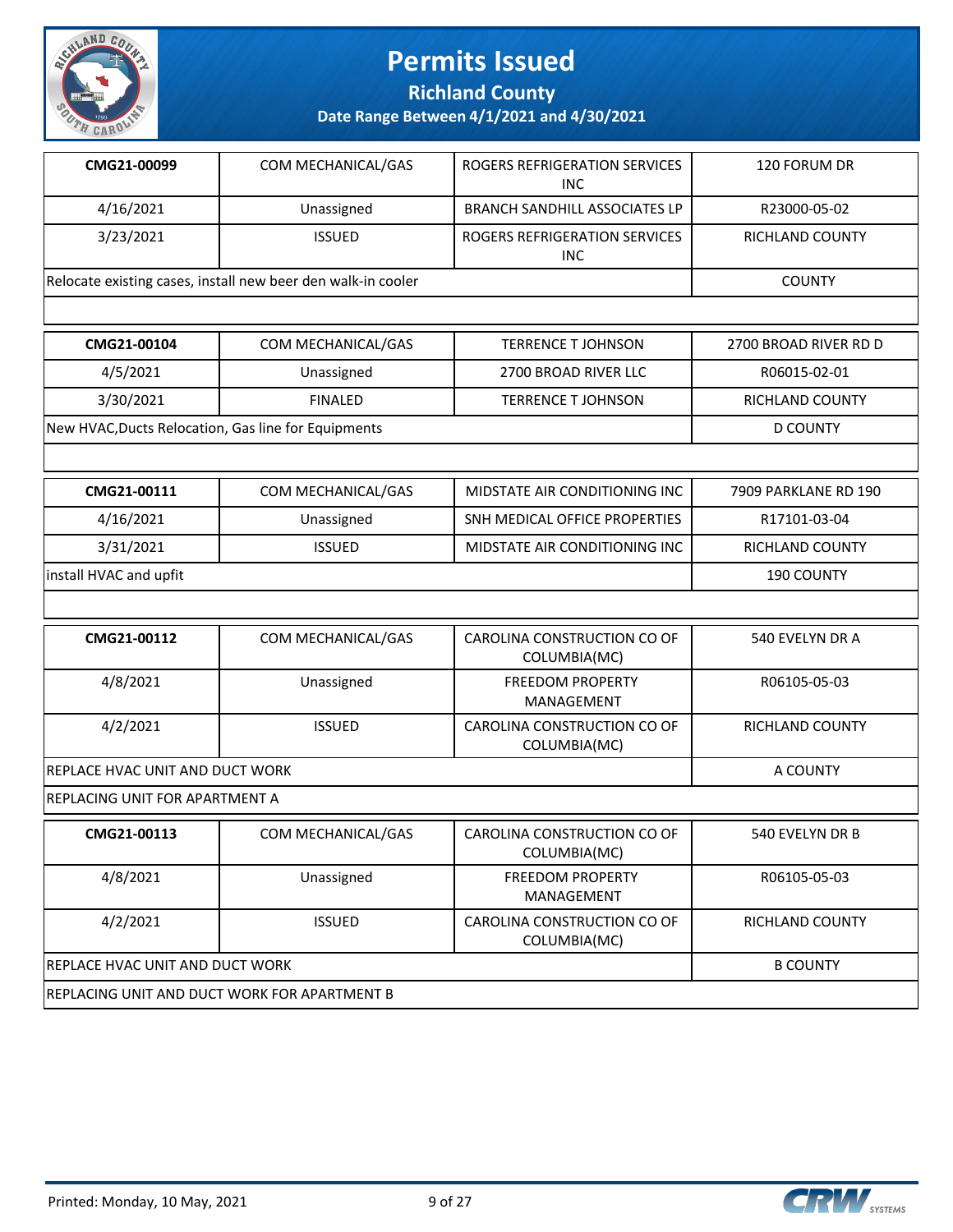# Permits Issued

## Richland County

### Date Range Between 4/1/2021 and 4/30/2021

| CMG21-00099 | COM MECHANICAL/GAS | ROGERS REFRIGERATION SERVICES INC | 120 FORUM DR |
|---|---|---|---|
| 4/16/2021 | Unassigned | BRANCH SANDHILL ASSOCIATES LP | R23000-05-02 |
| 3/23/2021 | ISSUED | ROGERS REFRIGERATION SERVICES INC | RICHLAND COUNTY |
| Relocate existing cases, install new beer den walk-in cooler | | | COUNTY |

| CMG21-00104 | COM MECHANICAL/GAS | TERRENCE T JOHNSON | 2700 BROAD RIVER RD D |
|---|---|---|---|
| 4/5/2021 | Unassigned | 2700 BROAD RIVER LLC | R06015-02-01 |
| 3/30/2021 | FINALED | TERRENCE T JOHNSON | RICHLAND COUNTY |
| New HVAC,Ducts Relocation, Gas line for Equipments | | | D COUNTY |

| CMG21-00111 | COM MECHANICAL/GAS | MIDSTATE AIR CONDITIONING INC | 7909 PARKLANE RD 190 |
|---|---|---|---|
| 4/16/2021 | Unassigned | SNH MEDICAL OFFICE PROPERTIES | R17101-03-04 |
| 3/31/2021 | ISSUED | MIDSTATE AIR CONDITIONING INC | RICHLAND COUNTY |
| install HVAC and upfit | | | 190 COUNTY |

| CMG21-00112 | COM MECHANICAL/GAS | CAROLINA CONSTRUCTION CO OF COLUMBIA(MC) | 540 EVELYN DR A |
|---|---|---|---|
| 4/8/2021 | Unassigned | FREEDOM PROPERTY MANAGEMENT | R06105-05-03 |
| 4/2/2021 | ISSUED | CAROLINA CONSTRUCTION CO OF COLUMBIA(MC) | RICHLAND COUNTY |
| REPLACE HVAC UNIT AND DUCT WORK | | | A COUNTY |
| REPLACING UNIT FOR APARTMENT A | | | |

| CMG21-00113 | COM MECHANICAL/GAS | CAROLINA CONSTRUCTION CO OF COLUMBIA(MC) | 540 EVELYN DR B |
|---|---|---|---|
| 4/8/2021 | Unassigned | FREEDOM PROPERTY MANAGEMENT | R06105-05-03 |
| 4/2/2021 | ISSUED | CAROLINA CONSTRUCTION CO OF COLUMBIA(MC) | RICHLAND COUNTY |
| REPLACE HVAC UNIT AND DUCT WORK | | | B COUNTY |
| REPLACING UNIT AND DUCT WORK FOR APARTMENT B | | | |

Printed: Monday, 10 May, 2021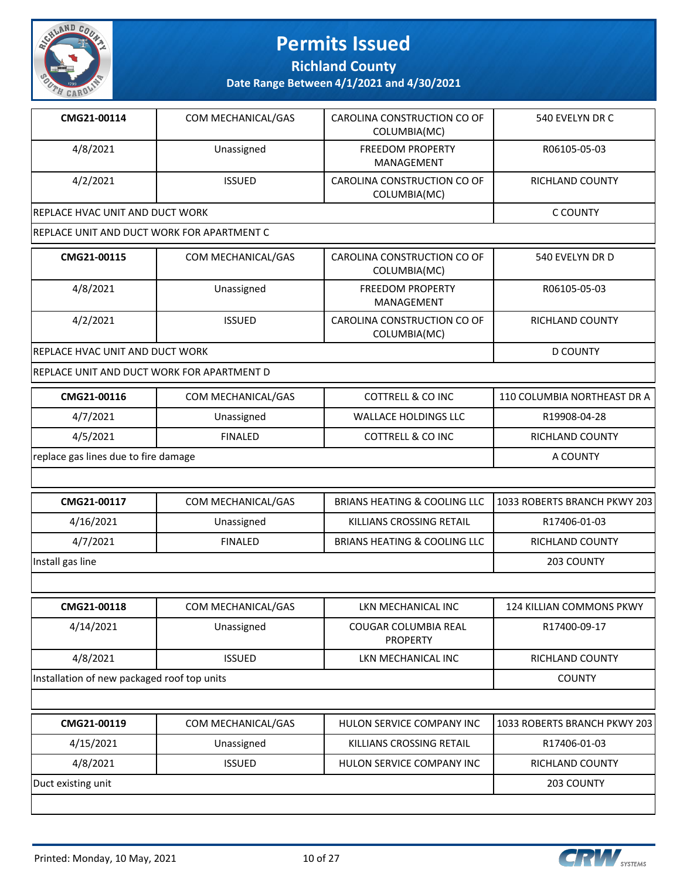# Permits Issued

## Richland County

### Date Range Between 4/1/2021 and 4/30/2021

| | | | |
|---|---|---|---|
| **CMG21-00114** | COM MECHANICAL/GAS | CAROLINA CONSTRUCTION CO OF COLUMBIA(MC) | 540 EVELYN DR C |
| 4/8/2021 | Unassigned | FREEDOM PROPERTY MANAGEMENT | R06105-05-03 |
| 4/2/2021 | ISSUED | CAROLINA CONSTRUCTION CO OF COLUMBIA(MC) | RICHLAND COUNTY |
| REPLACE HVAC UNIT AND DUCT WORK | | | C COUNTY |
| REPLACE UNIT AND DUCT WORK FOR APARTMENT C | | | |

| | | | |
|---|---|---|---|
| **CMG21-00115** | COM MECHANICAL/GAS | CAROLINA CONSTRUCTION CO OF COLUMBIA(MC) | 540 EVELYN DR D |
| 4/8/2021 | Unassigned | FREEDOM PROPERTY MANAGEMENT | R06105-05-03 |
| 4/2/2021 | ISSUED | CAROLINA CONSTRUCTION CO OF COLUMBIA(MC) | RICHLAND COUNTY |
| REPLACE HVAC UNIT AND DUCT WORK | | | D COUNTY |
| REPLACE UNIT AND DUCT WORK FOR APARTMENT D | | | |

| | | | |
|---|---|---|---|
| **CMG21-00116** | COM MECHANICAL/GAS | COTTRELL & CO INC | 110 COLUMBIA NORTHEAST DR A |
| 4/7/2021 | Unassigned | WALLACE HOLDINGS LLC | R19908-04-28 |
| 4/5/2021 | FINALED | COTTRELL & CO INC | RICHLAND COUNTY |
| replace gas lines due to fire damage | | | A COUNTY |

| | | | |
|---|---|---|---|
| **CMG21-00117** | COM MECHANICAL/GAS | BRIANS HEATING & COOLING LLC | 1033 ROBERTS BRANCH PKWY 203 |
| 4/16/2021 | Unassigned | KILLIANS CROSSING RETAIL | R17406-01-03 |
| 4/7/2021 | FINALED | BRIANS HEATING & COOLING LLC | RICHLAND COUNTY |
| Install gas line | | | 203 COUNTY |

| | | | |
|---|---|---|---|
| **CMG21-00118** | COM MECHANICAL/GAS | LKN MECHANICAL INC | 124 KILLIAN COMMONS PKWY |
| 4/14/2021 | Unassigned | COUGAR COLUMBIA REAL PROPERTY | R17400-09-17 |
| 4/8/2021 | ISSUED | LKN MECHANICAL INC | RICHLAND COUNTY |
| Installation of new packaged roof top units | | | COUNTY |

| | | | |
|---|---|---|---|
| **CMG21-00119** | COM MECHANICAL/GAS | HULON SERVICE COMPANY INC | 1033 ROBERTS BRANCH PKWY 203 |
| 4/15/2021 | Unassigned | KILLIANS CROSSING RETAIL | R17406-01-03 |
| 4/8/2021 | ISSUED | HULON SERVICE COMPANY INC | RICHLAND COUNTY |
| Duct existing unit | | | 203 COUNTY |

Printed: Monday, 10 May, 2021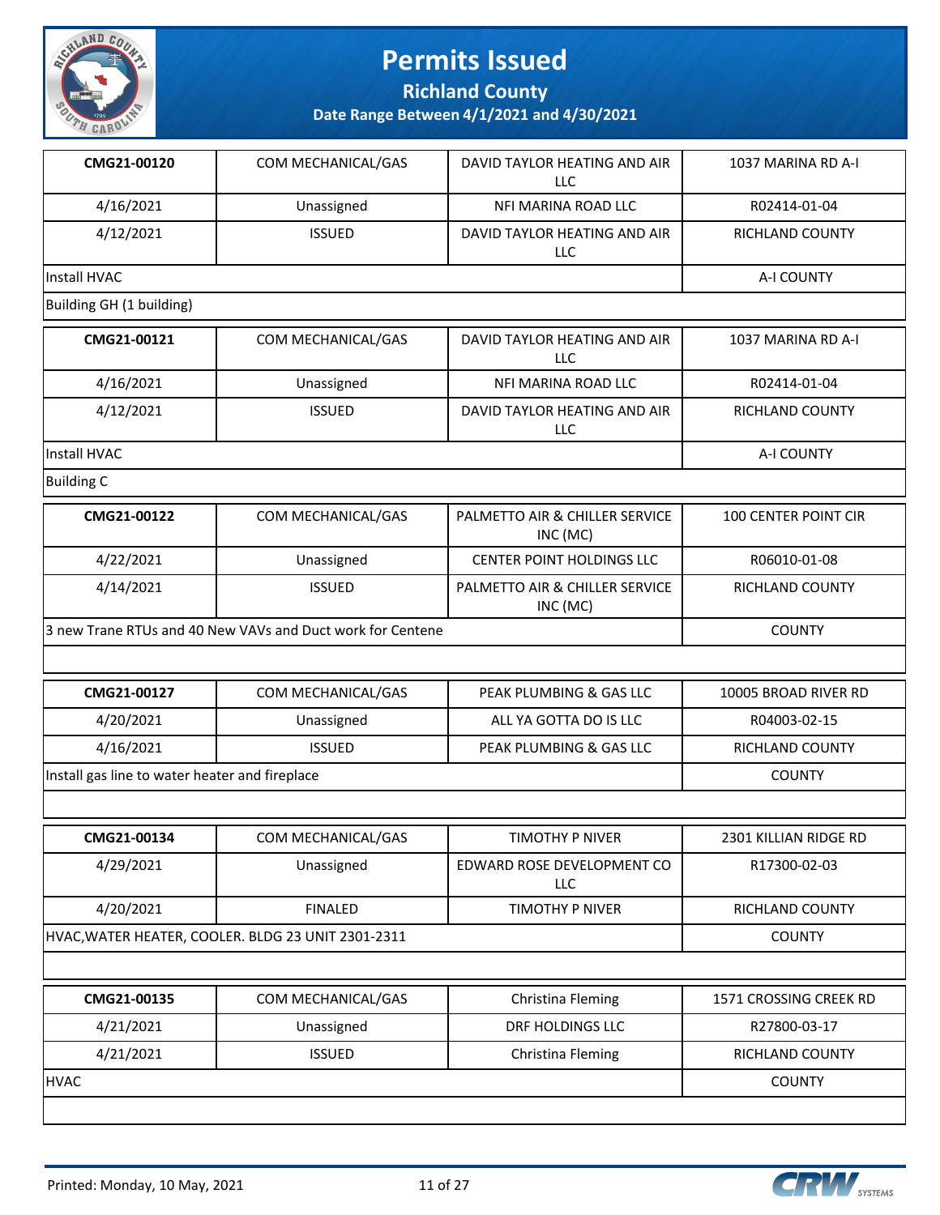# Permits Issued

## Richland County

### Date Range Between 4/1/2021 and 4/30/2021

| | | | |
|---|---|---|---|
| **CMG21-00120** | COM MECHANICAL/GAS | DAVID TAYLOR HEATING AND AIR LLC | 1037 MARINA RD A-I |
| 4/16/2021 | Unassigned | NFI MARINA ROAD LLC | R02414-01-04 |
| 4/12/2021 | ISSUED | DAVID TAYLOR HEATING AND AIR LLC | RICHLAND COUNTY |
| Install HVAC | | | A-I COUNTY |
| Building GH (1 building) | | | |

| | | | |
|---|---|---|---|
| **CMG21-00121** | COM MECHANICAL/GAS | DAVID TAYLOR HEATING AND AIR LLC | 1037 MARINA RD A-I |
| 4/16/2021 | Unassigned | NFI MARINA ROAD LLC | R02414-01-04 |
| 4/12/2021 | ISSUED | DAVID TAYLOR HEATING AND AIR LLC | RICHLAND COUNTY |
| Install HVAC | | | A-I COUNTY |
| Building C | | | |

| | | | |
|---|---|---|---|
| **CMG21-00122** | COM MECHANICAL/GAS | PALMETTO AIR & CHILLER SERVICE INC (MC) | 100 CENTER POINT CIR |
| 4/22/2021 | Unassigned | CENTER POINT HOLDINGS LLC | R06010-01-08 |
| 4/14/2021 | ISSUED | PALMETTO AIR & CHILLER SERVICE INC (MC) | RICHLAND COUNTY |
| 3 new Trane RTUs and 40 New VAVs and Duct work for Centene | | | COUNTY |

| | | | |
|---|---|---|---|
| **CMG21-00127** | COM MECHANICAL/GAS | PEAK PLUMBING & GAS LLC | 10005 BROAD RIVER RD |
| 4/20/2021 | Unassigned | ALL YA GOTTA DO IS LLC | R04003-02-15 |
| 4/16/2021 | ISSUED | PEAK PLUMBING & GAS LLC | RICHLAND COUNTY |
| Install gas line to water heater and fireplace | | | COUNTY |

| | | | |
|---|---|---|---|
| **CMG21-00134** | COM MECHANICAL/GAS | TIMOTHY P NIVER | 2301 KILLIAN RIDGE RD |
| 4/29/2021 | Unassigned | EDWARD ROSE DEVELOPMENT CO LLC | R17300-02-03 |
| 4/20/2021 | FINALED | TIMOTHY P NIVER | RICHLAND COUNTY |
| HVAC,WATER HEATER, COOLER. BLDG 23 UNIT 2301-2311 | | | COUNTY |

| | | | |
|---|---|---|---|
| **CMG21-00135** | COM MECHANICAL/GAS | Christina Fleming | 1571 CROSSING CREEK RD |
| 4/21/2021 | Unassigned | DRF HOLDINGS LLC | R27800-03-17 |
| 4/21/2021 | ISSUED | Christina Fleming | RICHLAND COUNTY |
| HVAC | | | COUNTY |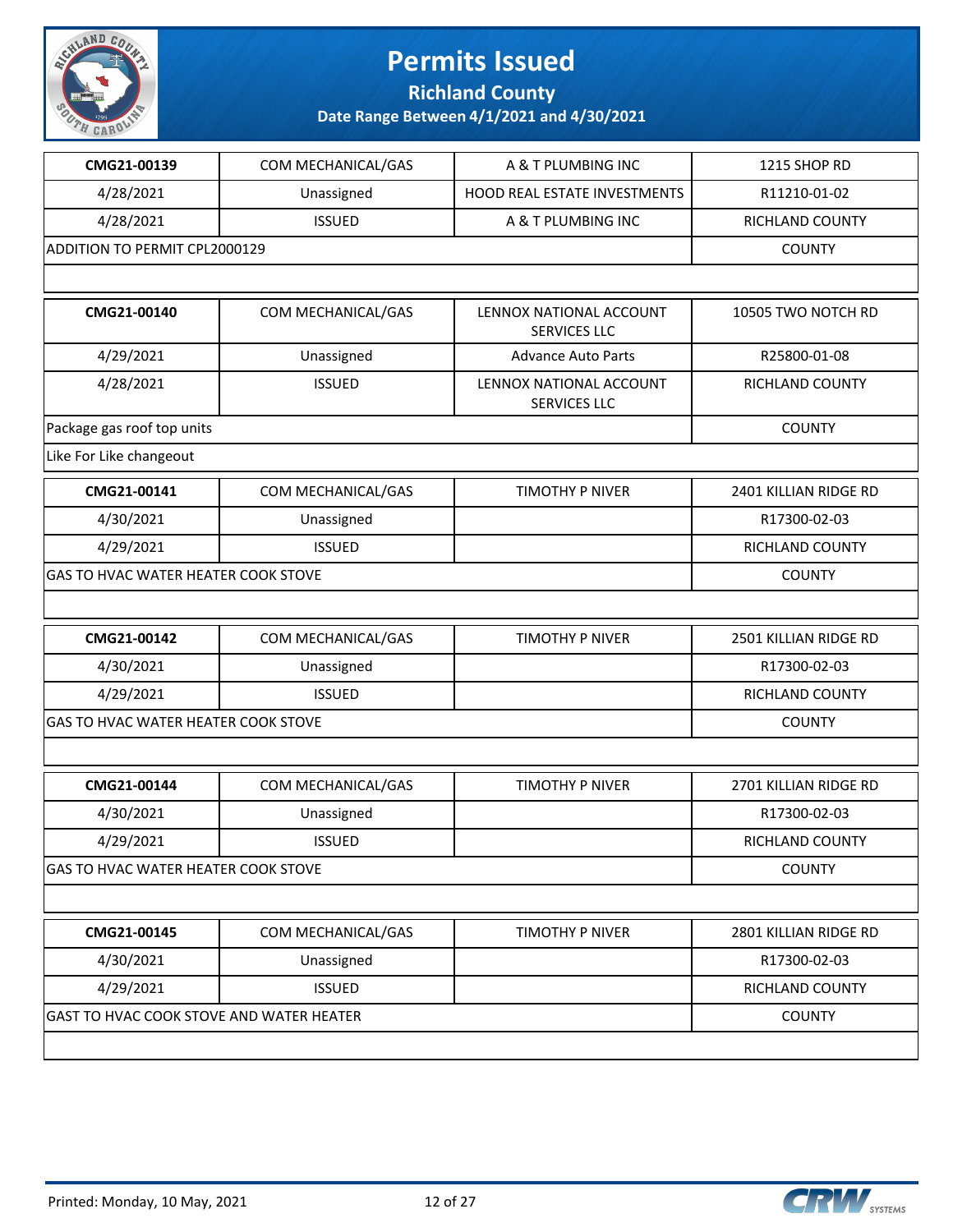# Permits Issued

## Richland County

### Date Range Between 4/1/2021 and 4/30/2021

| | | | |
|---|---|---|---|
| **CMG21-00139** | COM MECHANICAL/GAS | A & T PLUMBING INC | 1215 SHOP RD |
| 4/28/2021 | Unassigned | HOOD REAL ESTATE INVESTMENTS | R11210-01-02 |
| 4/28/2021 | ISSUED | A & T PLUMBING INC | RICHLAND COUNTY |
| ADDITION TO PERMIT CPL2000129 | | | COUNTY |
| | | | |

| | | | |
|---|---|---|---|
| **CMG21-00140** | COM MECHANICAL/GAS | LENNOX NATIONAL ACCOUNT SERVICES LLC | 10505 TWO NOTCH RD |
| 4/29/2021 | Unassigned | Advance Auto Parts | R25800-01-08 |
| 4/28/2021 | ISSUED | LENNOX NATIONAL ACCOUNT SERVICES LLC | RICHLAND COUNTY |
| Package gas roof top units | | | COUNTY |
| Like For Like changeout | | | |

| | | | |
|---|---|---|---|
| **CMG21-00141** | COM MECHANICAL/GAS | TIMOTHY P NIVER | 2401 KILLIAN RIDGE RD |
| 4/30/2021 | Unassigned | | R17300-02-03 |
| 4/29/2021 | ISSUED | | RICHLAND COUNTY |
| GAS TO HVAC WATER HEATER COOK STOVE | | | COUNTY |
| | | | |

| | | | |
|---|---|---|---|
| **CMG21-00142** | COM MECHANICAL/GAS | TIMOTHY P NIVER | 2501 KILLIAN RIDGE RD |
| 4/30/2021 | Unassigned | | R17300-02-03 |
| 4/29/2021 | ISSUED | | RICHLAND COUNTY |
| GAS TO HVAC WATER HEATER COOK STOVE | | | COUNTY |
| | | | |

| | | | |
|---|---|---|---|
| **CMG21-00144** | COM MECHANICAL/GAS | TIMOTHY P NIVER | 2701 KILLIAN RIDGE RD |
| 4/30/2021 | Unassigned | | R17300-02-03 |
| 4/29/2021 | ISSUED | | RICHLAND COUNTY |
| GAS TO HVAC WATER HEATER COOK STOVE | | | COUNTY |
| | | | |

| | | | |
|---|---|---|---|
| **CMG21-00145** | COM MECHANICAL/GAS | TIMOTHY P NIVER | 2801 KILLIAN RIDGE RD |
| 4/30/2021 | Unassigned | | R17300-02-03 |
| 4/29/2021 | ISSUED | | RICHLAND COUNTY |
| GAST TO HVAC COOK STOVE AND WATER HEATER | | | COUNTY |
| | | | |

Printed: Monday, 10 May, 2021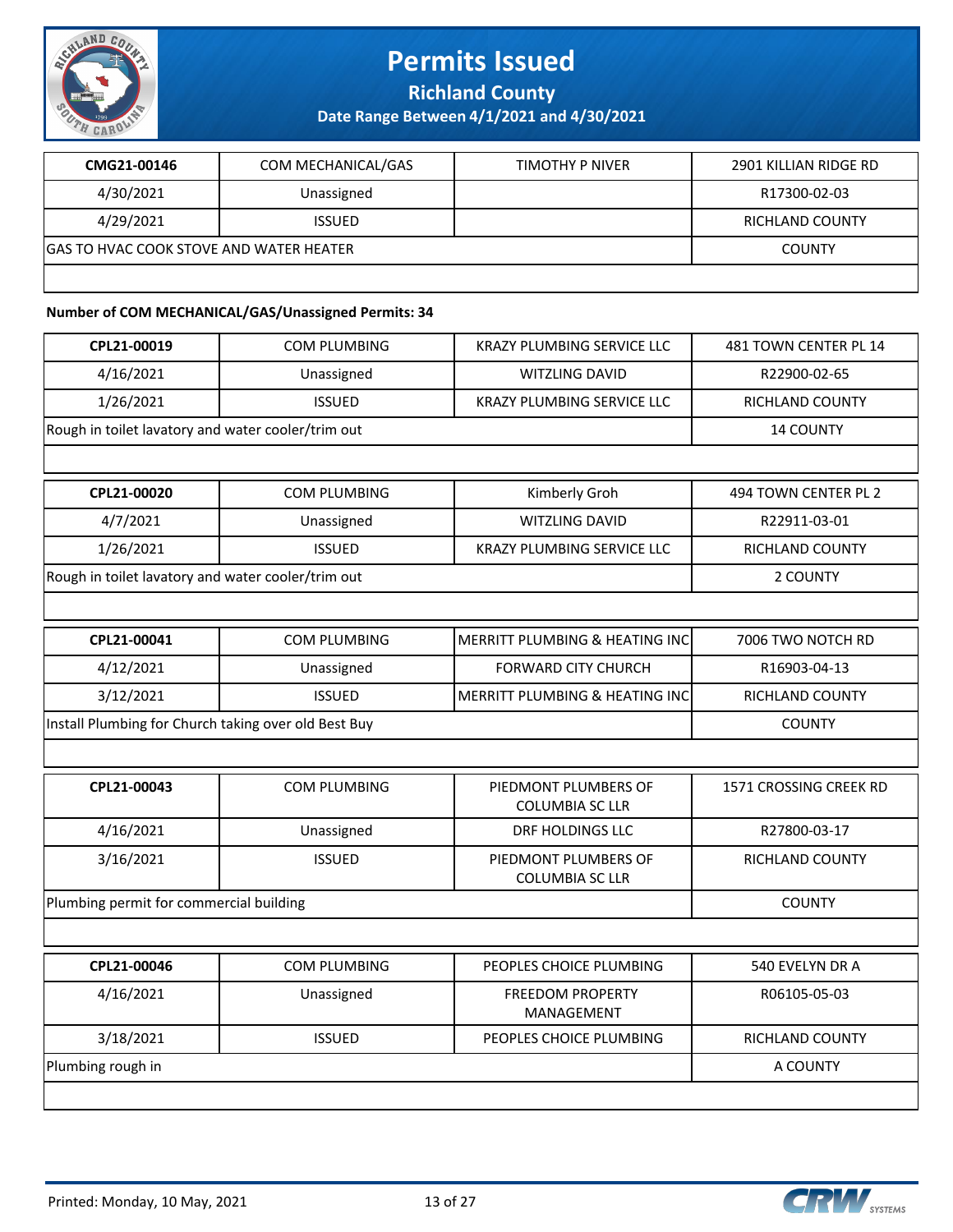# Permits Issued

**Richland County**

**Date Range Between 4/1/2021 and 4/30/2021**

| CMG21-00146 | COM MECHANICAL/GAS | TIMOTHY P NIVER | 2901 KILLIAN RIDGE RD |
|---|---|---|---|
| 4/30/2021 | Unassigned | | R17300-02-03 |
| 4/29/2021 | ISSUED | | RICHLAND COUNTY |
| GAS TO HVAC COOK STOVE AND WATER HEATER | | | COUNTY |

**Number of COM MECHANICAL/GAS/Unassigned Permits: 34**

| CPL21-00019 | COM PLUMBING | KRAZY PLUMBING SERVICE LLC | 481 TOWN CENTER PL 14 |
|---|---|---|---|
| 4/16/2021 | Unassigned | WITZLING DAVID | R22900-02-65 |
| 1/26/2021 | ISSUED | KRAZY PLUMBING SERVICE LLC | RICHLAND COUNTY |
| Rough in toilet lavatory and water cooler/trim out | | | 14 COUNTY |

| CPL21-00020 | COM PLUMBING | Kimberly Groh | 494 TOWN CENTER PL 2 |
|---|---|---|---|
| 4/7/2021 | Unassigned | WITZLING DAVID | R22911-03-01 |
| 1/26/2021 | ISSUED | KRAZY PLUMBING SERVICE LLC | RICHLAND COUNTY |
| Rough in toilet lavatory and water cooler/trim out | | | 2 COUNTY |

| CPL21-00041 | COM PLUMBING | MERRITT PLUMBING & HEATING INC | 7006 TWO NOTCH RD |
|---|---|---|---|
| 4/12/2021 | Unassigned | FORWARD CITY CHURCH | R16903-04-13 |
| 3/12/2021 | ISSUED | MERRITT PLUMBING & HEATING INC | RICHLAND COUNTY |
| Install Plumbing for Church taking over old Best Buy | | | COUNTY |

| CPL21-00043 | COM PLUMBING | PIEDMONT PLUMBERS OF COLUMBIA SC LLR | 1571 CROSSING CREEK RD |
|---|---|---|---|
| 4/16/2021 | Unassigned | DRF HOLDINGS LLC | R27800-03-17 |
| 3/16/2021 | ISSUED | PIEDMONT PLUMBERS OF COLUMBIA SC LLR | RICHLAND COUNTY |
| Plumbing permit for commercial building | | | COUNTY |

| CPL21-00046 | COM PLUMBING | PEOPLES CHOICE PLUMBING | 540 EVELYN DR A |
|---|---|---|---|
| 4/16/2021 | Unassigned | FREEDOM PROPERTY MANAGEMENT | R06105-05-03 |
| 3/18/2021 | ISSUED | PEOPLES CHOICE PLUMBING | RICHLAND COUNTY |
| Plumbing rough in | | | A COUNTY |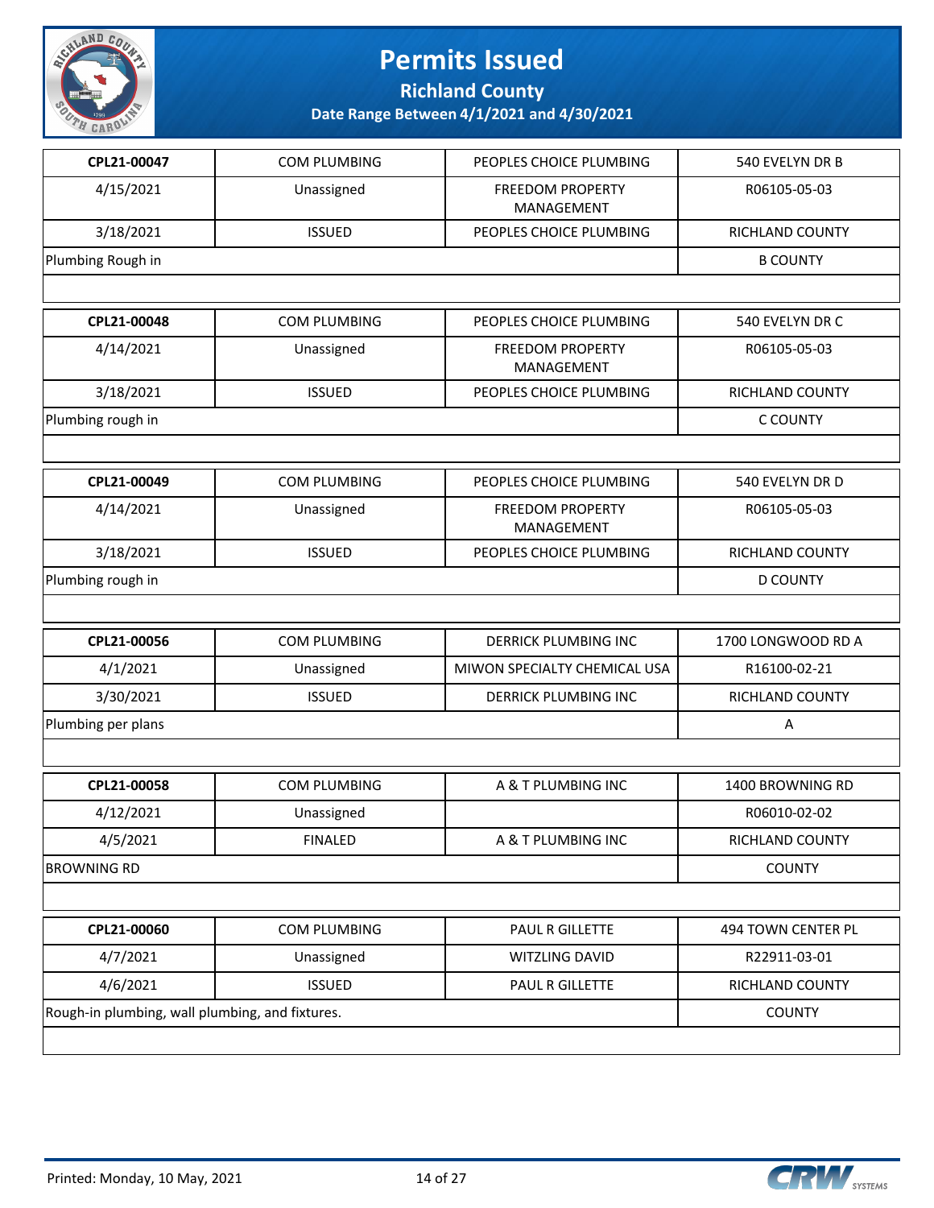# Permits Issued

## Richland County

### Date Range Between 4/1/2021 and 4/30/2021

| CPL21-00047 | COM PLUMBING | PEOPLES CHOICE PLUMBING | 540 EVELYN DR B |
|---|---|---|---|
| 4/15/2021 | Unassigned | FREEDOM PROPERTY MANAGEMENT | R06105-05-03 |
| 3/18/2021 | ISSUED | PEOPLES CHOICE PLUMBING | RICHLAND COUNTY |
| Plumbing Rough in | | | B COUNTY |

| CPL21-00048 | COM PLUMBING | PEOPLES CHOICE PLUMBING | 540 EVELYN DR C |
|---|---|---|---|
| 4/14/2021 | Unassigned | FREEDOM PROPERTY MANAGEMENT | R06105-05-03 |
| 3/18/2021 | ISSUED | PEOPLES CHOICE PLUMBING | RICHLAND COUNTY |
| Plumbing rough in | | | C COUNTY |

| CPL21-00049 | COM PLUMBING | PEOPLES CHOICE PLUMBING | 540 EVELYN DR D |
|---|---|---|---|
| 4/14/2021 | Unassigned | FREEDOM PROPERTY MANAGEMENT | R06105-05-03 |
| 3/18/2021 | ISSUED | PEOPLES CHOICE PLUMBING | RICHLAND COUNTY |
| Plumbing rough in | | | D COUNTY |

| CPL21-00056 | COM PLUMBING | DERRICK PLUMBING INC | 1700 LONGWOOD RD A |
|---|---|---|---|
| 4/1/2021 | Unassigned | MIWON SPECIALTY CHEMICAL USA | R16100-02-21 |
| 3/30/2021 | ISSUED | DERRICK PLUMBING INC | RICHLAND COUNTY |
| Plumbing per plans | | | A |

| CPL21-00058 | COM PLUMBING | A & T PLUMBING INC | 1400 BROWNING RD |
|---|---|---|---|
| 4/12/2021 | Unassigned | | R06010-02-02 |
| 4/5/2021 | FINALED | A & T PLUMBING INC | RICHLAND COUNTY |
| BROWNING RD | | | COUNTY |

| CPL21-00060 | COM PLUMBING | PAUL R GILLETTE | 494 TOWN CENTER PL |
|---|---|---|---|
| 4/7/2021 | Unassigned | WITZLING DAVID | R22911-03-01 |
| 4/6/2021 | ISSUED | PAUL R GILLETTE | RICHLAND COUNTY |
| Rough-in plumbing, wall plumbing, and fixtures. | | | COUNTY |

Printed: Monday, 10 May, 2021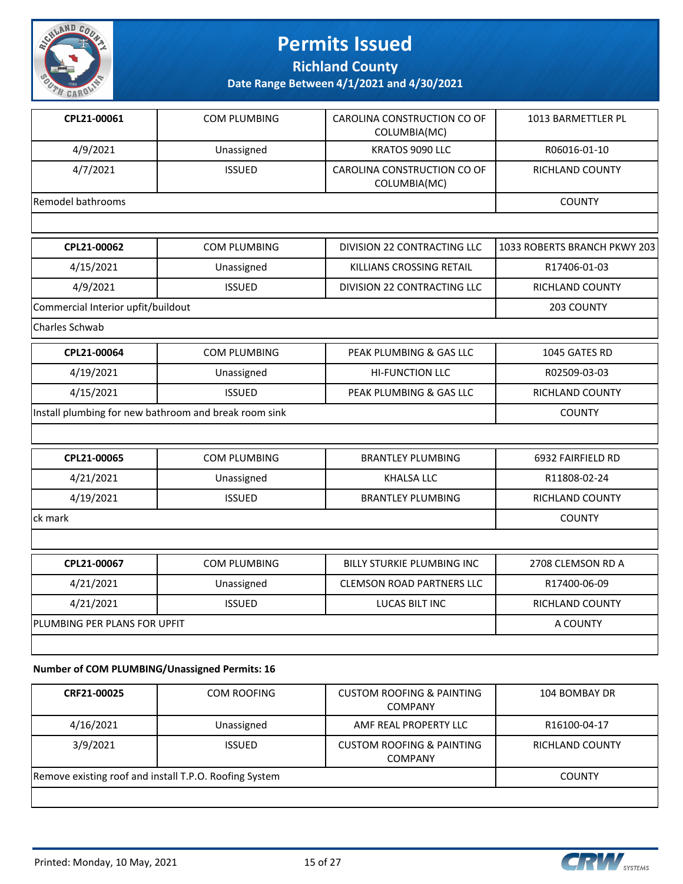# Permits Issued

## Richland County

### Date Range Between 4/1/2021 and 4/30/2021

| CPL21-00061 | COM PLUMBING | CAROLINA CONSTRUCTION CO OF COLUMBIA(MC) | 1013 BARMETTLER PL |
|---|---|---|---|
| 4/9/2021 | Unassigned | KRATOS 9090 LLC | R06016-01-10 |
| 4/7/2021 | ISSUED | CAROLINA CONSTRUCTION CO OF COLUMBIA(MC) | RICHLAND COUNTY |
| Remodel bathrooms | | | COUNTY |

| CPL21-00062 | COM PLUMBING | DIVISION 22 CONTRACTING LLC | 1033 ROBERTS BRANCH PKWY 203 |
|---|---|---|---|
| 4/15/2021 | Unassigned | KILLIANS CROSSING RETAIL | R17406-01-03 |
| 4/9/2021 | ISSUED | DIVISION 22 CONTRACTING LLC | RICHLAND COUNTY |
| Commercial Interior upfit/buildout | | | 203 COUNTY |
| Charles Schwab | | | |

| CPL21-00064 | COM PLUMBING | PEAK PLUMBING & GAS LLC | 1045 GATES RD |
|---|---|---|---|
| 4/19/2021 | Unassigned | HI-FUNCTION LLC | R02509-03-03 |
| 4/15/2021 | ISSUED | PEAK PLUMBING & GAS LLC | RICHLAND COUNTY |
| Install plumbing for new bathroom and break room sink | | | COUNTY |

| CPL21-00065 | COM PLUMBING | BRANTLEY PLUMBING | 6932 FAIRFIELD RD |
|---|---|---|---|
| 4/21/2021 | Unassigned | KHALSA LLC | R11808-02-24 |
| 4/19/2021 | ISSUED | BRANTLEY PLUMBING | RICHLAND COUNTY |
| ck mark | | | COUNTY |

| CPL21-00067 | COM PLUMBING | BILLY STURKIE PLUMBING INC | 2708 CLEMSON RD A |
|---|---|---|---|
| 4/21/2021 | Unassigned | CLEMSON ROAD PARTNERS LLC | R17400-06-09 |
| 4/21/2021 | ISSUED | LUCAS BILT INC | RICHLAND COUNTY |
| PLUMBING PER PLANS FOR UPFIT | | | A COUNTY |

**Number of COM PLUMBING/Unassigned Permits: 16**

| CRF21-00025 | COM ROOFING | CUSTOM ROOFING & PAINTING COMPANY | 104 BOMBAY DR |
|---|---|---|---|
| 4/16/2021 | Unassigned | AMF REAL PROPERTY LLC | R16100-04-17 |
| 3/9/2021 | ISSUED | CUSTOM ROOFING & PAINTING COMPANY | RICHLAND COUNTY |
| Remove existing roof and install T.P.O. Roofing System | | | COUNTY |

Printed: Monday, 10 May, 2021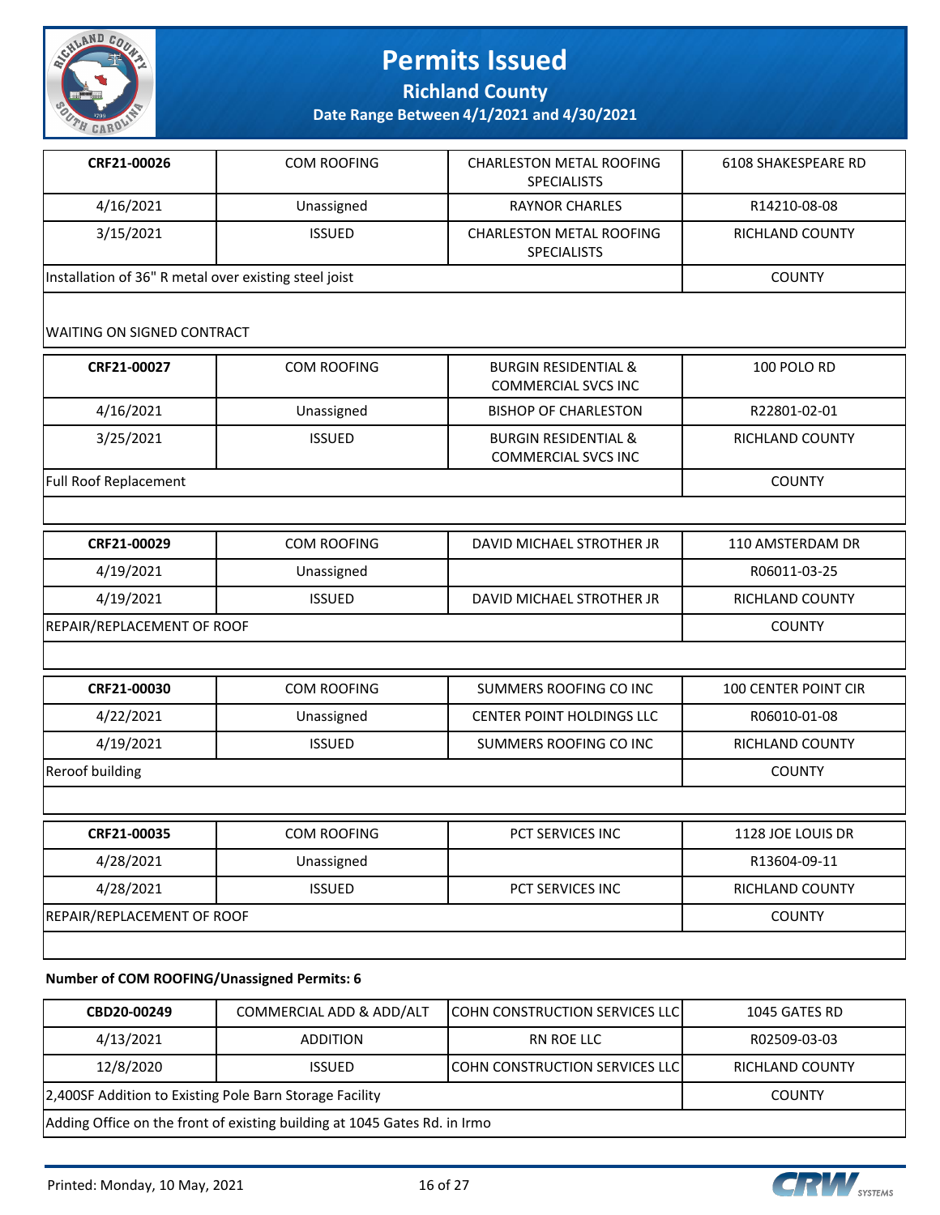# Permits Issued

**Richland County**

**Date Range Between 4/1/2021 and 4/30/2021**

| CRF21-00026 | COM ROOFING | CHARLESTON METAL ROOFING SPECIALISTS | 6108 SHAKESPEARE RD |
|---|---|---|---|
| 4/16/2021 | Unassigned | RAYNOR CHARLES | R14210-08-08 |
| 3/15/2021 | ISSUED | CHARLESTON METAL ROOFING SPECIALISTS | RICHLAND COUNTY |
| Installation of 36" R metal over existing steel joist | | | COUNTY |
| WAITING ON SIGNED CONTRACT | | | |

| CRF21-00027 | COM ROOFING | BURGIN RESIDENTIAL & COMMERCIAL SVCS INC | 100 POLO RD |
|---|---|---|---|
| 4/16/2021 | Unassigned | BISHOP OF CHARLESTON | R22801-02-01 |
| 3/25/2021 | ISSUED | BURGIN RESIDENTIAL & COMMERCIAL SVCS INC | RICHLAND COUNTY |
| Full Roof Replacement | | | COUNTY |

| CRF21-00029 | COM ROOFING | DAVID MICHAEL STROTHER JR | 110 AMSTERDAM DR |
|---|---|---|---|
| 4/19/2021 | Unassigned | | R06011-03-25 |
| 4/19/2021 | ISSUED | DAVID MICHAEL STROTHER JR | RICHLAND COUNTY |
| REPAIR/REPLACEMENT OF ROOF | | | COUNTY |

| CRF21-00030 | COM ROOFING | SUMMERS ROOFING CO INC | 100 CENTER POINT CIR |
|---|---|---|---|
| 4/22/2021 | Unassigned | CENTER POINT HOLDINGS LLC | R06010-01-08 |
| 4/19/2021 | ISSUED | SUMMERS ROOFING CO INC | RICHLAND COUNTY |
| Reroof building | | | COUNTY |

| CRF21-00035 | COM ROOFING | PCT SERVICES INC | 1128 JOE LOUIS DR |
|---|---|---|---|
| 4/28/2021 | Unassigned | | R13604-09-11 |
| 4/28/2021 | ISSUED | PCT SERVICES INC | RICHLAND COUNTY |
| REPAIR/REPLACEMENT OF ROOF | | | COUNTY |

**Number of COM ROOFING/Unassigned Permits: 6**

| CBD20-00249 | COMMERCIAL ADD & ADD/ALT | COHN CONSTRUCTION SERVICES LLC | 1045 GATES RD |
|---|---|---|---|
| 4/13/2021 | ADDITION | RN ROE LLC | R02509-03-03 |
| 12/8/2020 | ISSUED | COHN CONSTRUCTION SERVICES LLC | RICHLAND COUNTY |
| 2,400SF Addition to Existing Pole Barn Storage Facility | | | COUNTY |
| Adding Office on the front of existing building at 1045 Gates Rd. in Irmo | | | |

Printed: Monday, 10 May, 2021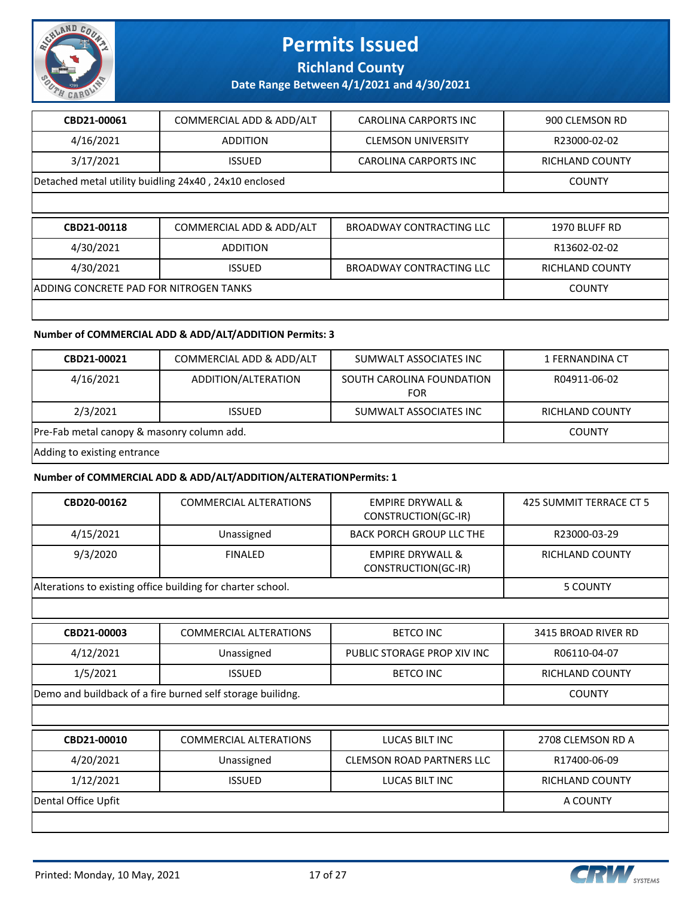# Permits Issued

## Richland County

### Date Range Between 4/1/2021 and 4/30/2021

| CBD21-00061 | COMMERCIAL ADD & ADD/ALT | CAROLINA CARPORTS INC | 900 CLEMSON RD |
|---|---|---|---|
| 4/16/2021 | ADDITION | CLEMSON UNIVERSITY | R23000-02-02 |
| 3/17/2021 | ISSUED | CAROLINA CARPORTS INC | RICHLAND COUNTY |
| Detached metal utility buidling 24x40 , 24x10 enclosed | | | COUNTY |
| | | | |

| CBD21-00118 | COMMERCIAL ADD & ADD/ALT | BROADWAY CONTRACTING LLC | 1970 BLUFF RD |
|---|---|---|---|
| 4/30/2021 | ADDITION | | R13602-02-02 |
| 4/30/2021 | ISSUED | BROADWAY CONTRACTING LLC | RICHLAND COUNTY |
| ADDING CONCRETE PAD FOR NITROGEN TANKS | | | COUNTY |
| | | | |

**Number of COMMERCIAL ADD & ADD/ALT/ADDITION Permits: 3**

| CBD21-00021 | COMMERCIAL ADD & ADD/ALT | SUMWALT ASSOCIATES INC | 1 FERNANDINA CT |
|---|---|---|---|
| 4/16/2021 | ADDITION/ALTERATION | SOUTH CAROLINA FOUNDATION FOR | R04911-06-02 |
| 2/3/2021 | ISSUED | SUMWALT ASSOCIATES INC | RICHLAND COUNTY |
| Pre-Fab metal canopy & masonry column add. | | | COUNTY |
| Adding to existing entrance | | | |

**Number of COMMERCIAL ADD & ADD/ALT/ADDITION/ALTERATIONPermits: 1**

| CBD20-00162 | COMMERCIAL ALTERATIONS | EMPIRE DRYWALL & CONSTRUCTION(GC-IR) | 425 SUMMIT TERRACE CT 5 |
|---|---|---|---|
| 4/15/2021 | Unassigned | BACK PORCH GROUP LLC THE | R23000-03-29 |
| 9/3/2020 | FINALED | EMPIRE DRYWALL & CONSTRUCTION(GC-IR) | RICHLAND COUNTY |
| Alterations to existing office building for charter school. | | | 5 COUNTY |
| | | | |

| CBD21-00003 | COMMERCIAL ALTERATIONS | BETCO INC | 3415 BROAD RIVER RD |
|---|---|---|---|
| 4/12/2021 | Unassigned | PUBLIC STORAGE PROP XIV INC | R06110-04-07 |
| 1/5/2021 | ISSUED | BETCO INC | RICHLAND COUNTY |
| Demo and buildback of a fire burned self storage builidng. | | | COUNTY |
| | | | |

| CBD21-00010 | COMMERCIAL ALTERATIONS | LUCAS BILT INC | 2708 CLEMSON RD A |
|---|---|---|---|
| 4/20/2021 | Unassigned | CLEMSON ROAD PARTNERS LLC | R17400-06-09 |
| 1/12/2021 | ISSUED | LUCAS BILT INC | RICHLAND COUNTY |
| Dental Office Upfit | | | A COUNTY |
| | | | |

Printed: Monday, 10 May, 2021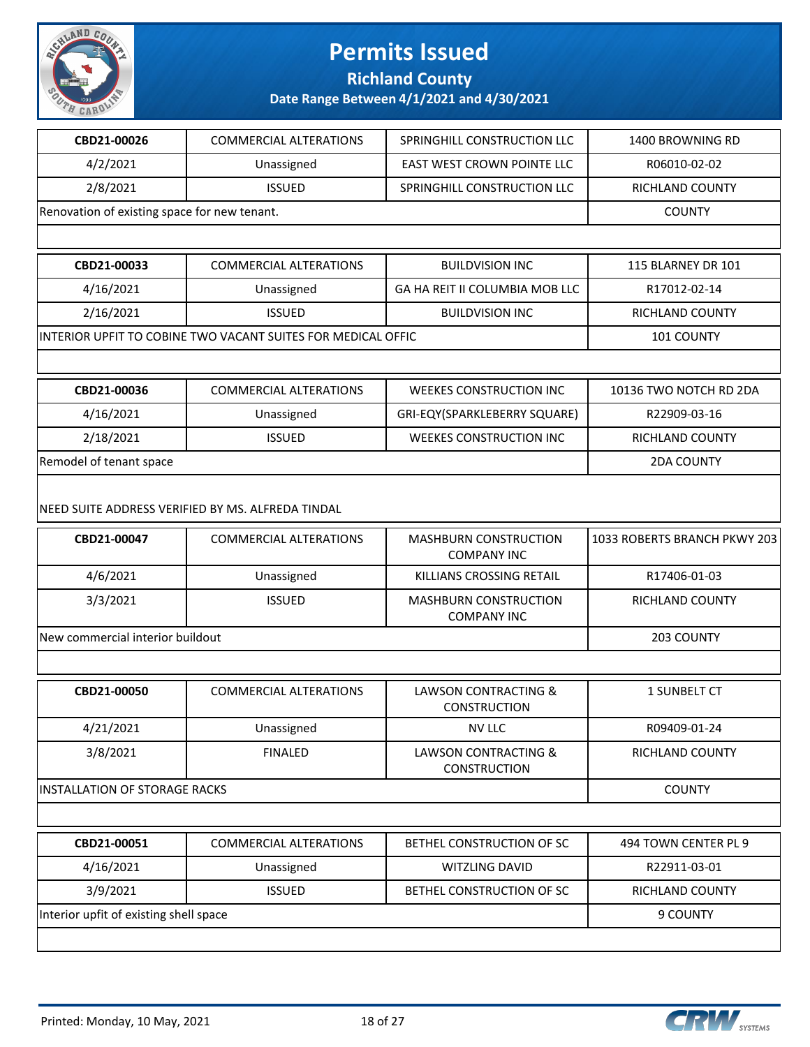# Permits Issued

## Richland County

### Date Range Between 4/1/2021 and 4/30/2021

| CBD21-00026 | COMMERCIAL ALTERATIONS | SPRINGHILL CONSTRUCTION LLC | 1400 BROWNING RD |
|---|---|---|---|
| 4/2/2021 | Unassigned | EAST WEST CROWN POINTE LLC | R06010-02-02 |
| 2/8/2021 | ISSUED | SPRINGHILL CONSTRUCTION LLC | RICHLAND COUNTY |
| Renovation of existing space for new tenant. | | | COUNTY |

| CBD21-00033 | COMMERCIAL ALTERATIONS | BUILDVISION INC | 115 BLARNEY DR 101 |
|---|---|---|---|
| 4/16/2021 | Unassigned | GA HA REIT II COLUMBIA MOB LLC | R17012-02-14 |
| 2/16/2021 | ISSUED | BUILDVISION INC | RICHLAND COUNTY |
| INTERIOR UPFIT TO COBINE TWO VACANT SUITES FOR MEDICAL OFFIC | | | 101 COUNTY |

| CBD21-00036 | COMMERCIAL ALTERATIONS | WEEKES CONSTRUCTION INC | 10136 TWO NOTCH RD 2DA |
|---|---|---|---|
| 4/16/2021 | Unassigned | GRI-EQY(SPARKLEBERRY SQUARE) | R22909-03-16 |
| 2/18/2021 | ISSUED | WEEKES CONSTRUCTION INC | RICHLAND COUNTY |
| Remodel of tenant space | | | 2DA COUNTY |

NEED SUITE ADDRESS VERIFIED BY MS. ALFREDA TINDAL

| CBD21-00047 | COMMERCIAL ALTERATIONS | MASHBURN CONSTRUCTION COMPANY INC | 1033 ROBERTS BRANCH PKWY 203 |
|---|---|---|---|
| 4/6/2021 | Unassigned | KILLIANS CROSSING RETAIL | R17406-01-03 |
| 3/3/2021 | ISSUED | MASHBURN CONSTRUCTION COMPANY INC | RICHLAND COUNTY |
| New commercial interior buildout | | | 203 COUNTY |

| CBD21-00050 | COMMERCIAL ALTERATIONS | LAWSON CONTRACTING & CONSTRUCTION | 1 SUNBELT CT |
|---|---|---|---|
| 4/21/2021 | Unassigned | NV LLC | R09409-01-24 |
| 3/8/2021 | FINALED | LAWSON CONTRACTING & CONSTRUCTION | RICHLAND COUNTY |
| INSTALLATION OF STORAGE RACKS | | | COUNTY |

| CBD21-00051 | COMMERCIAL ALTERATIONS | BETHEL CONSTRUCTION OF SC | 494 TOWN CENTER PL 9 |
|---|---|---|---|
| 4/16/2021 | Unassigned | WITZLING DAVID | R22911-03-01 |
| 3/9/2021 | ISSUED | BETHEL CONSTRUCTION OF SC | RICHLAND COUNTY |
| Interior upfit of existing shell space | | | 9 COUNTY |

Printed: Monday, 10 May, 2021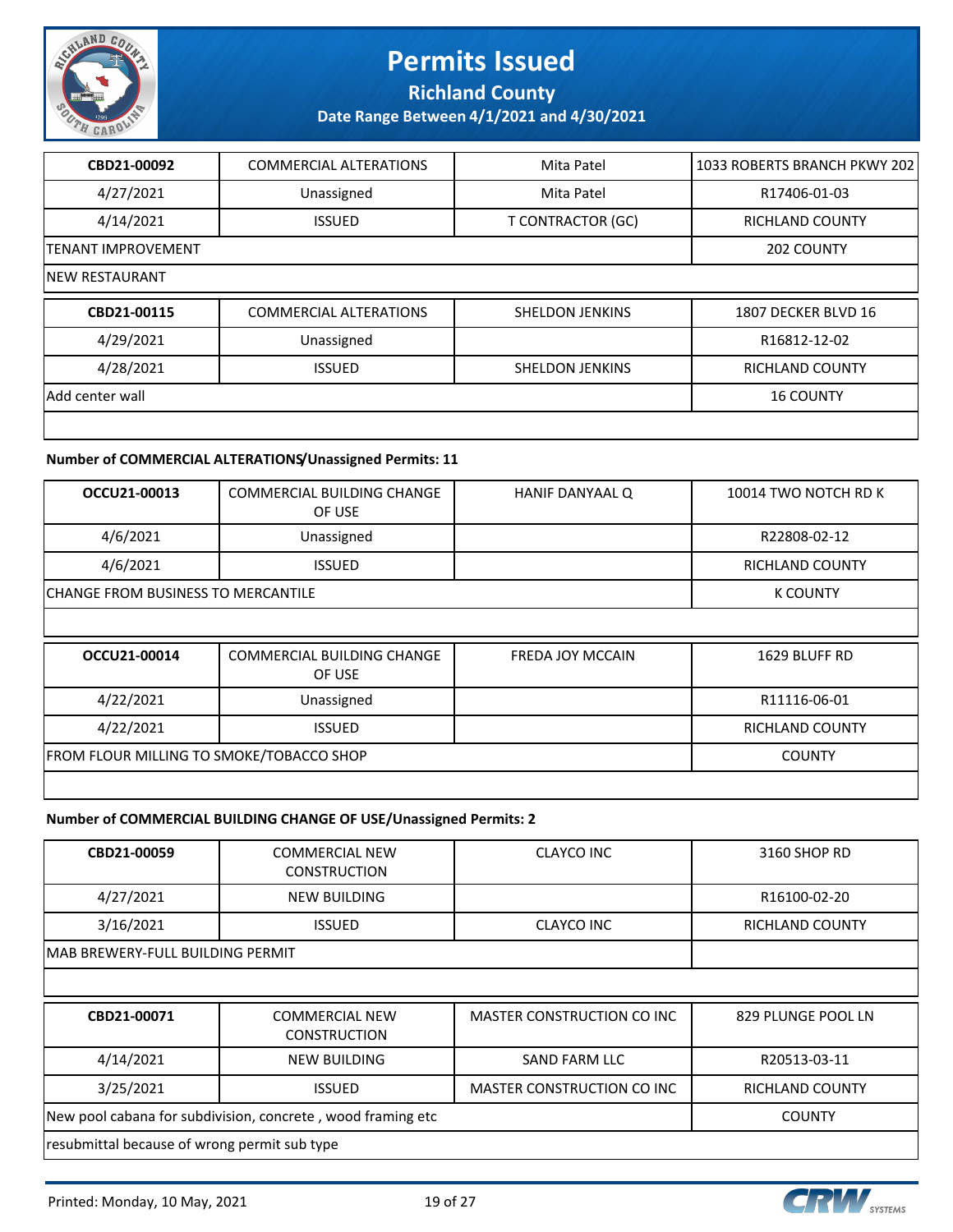# Permits Issued

**Richland County**

**Date Range Between 4/1/2021 and 4/30/2021**

| | | | |
|---|---|---|---|
| **CBD21-00092** | COMMERCIAL ALTERATIONS | Mita Patel | 1033 ROBERTS BRANCH PKWY 202 |
| 4/27/2021 | Unassigned | Mita Patel | R17406-01-03 |
| 4/14/2021 | ISSUED | T CONTRACTOR (GC) | RICHLAND COUNTY |
| TENANT IMPROVEMENT | | | 202 COUNTY |
| NEW RESTAURANT | | | |

| | | | |
|---|---|---|---|
| **CBD21-00115** | COMMERCIAL ALTERATIONS | SHELDON JENKINS | 1807 DECKER BLVD 16 |
| 4/29/2021 | Unassigned | | R16812-12-02 |
| 4/28/2021 | ISSUED | SHELDON JENKINS | RICHLAND COUNTY |
| Add center wall | | | 16 COUNTY |
| | | | |

**Number of COMMERCIAL ALTERATIONS/Unassigned Permits: 11**

| | | | |
|---|---|---|---|
| **OCCU21-00013** | COMMERCIAL BUILDING CHANGE OF USE | HANIF DANYAAL Q | 10014 TWO NOTCH RD K |
| 4/6/2021 | Unassigned | | R22808-02-12 |
| 4/6/2021 | ISSUED | | RICHLAND COUNTY |
| CHANGE FROM BUSINESS TO MERCANTILE | | | K COUNTY |
| | | | |

| | | | |
|---|---|---|---|
| **OCCU21-00014** | COMMERCIAL BUILDING CHANGE OF USE | FREDA JOY MCCAIN | 1629 BLUFF RD |
| 4/22/2021 | Unassigned | | R11116-06-01 |
| 4/22/2021 | ISSUED | | RICHLAND COUNTY |
| FROM FLOUR MILLING TO SMOKE/TOBACCO SHOP | | | COUNTY |
| | | | |

**Number of COMMERCIAL BUILDING CHANGE OF USE/Unassigned Permits: 2**

| | | | |
|---|---|---|---|
| **CBD21-00059** | COMMERCIAL NEW CONSTRUCTION | CLAYCO INC | 3160 SHOP RD |
| 4/27/2021 | NEW BUILDING | | R16100-02-20 |
| 3/16/2021 | ISSUED | CLAYCO INC | RICHLAND COUNTY |
| MAB BREWERY-FULL BUILDING PERMIT | | | |
| | | | |

| | | | |
|---|---|---|---|
| **CBD21-00071** | COMMERCIAL NEW CONSTRUCTION | MASTER CONSTRUCTION CO INC | 829 PLUNGE POOL LN |
| 4/14/2021 | NEW BUILDING | SAND FARM LLC | R20513-03-11 |
| 3/25/2021 | ISSUED | MASTER CONSTRUCTION CO INC | RICHLAND COUNTY |
| New pool cabana for subdivision, concrete , wood framing etc | | | COUNTY |
| resubmittal because of wrong permit sub type | | | |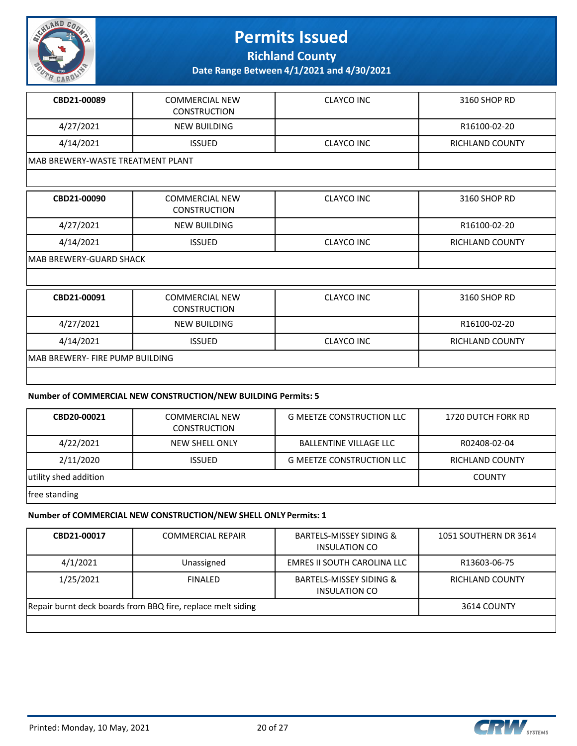# Permits Issued

**Richland County**

**Date Range Between 4/1/2021 and 4/30/2021**

| | | | |
|---|---|---|---|
| **CBD21-00089** | COMMERCIAL NEW CONSTRUCTION | CLAYCO INC | 3160 SHOP RD |
| 4/27/2021 | NEW BUILDING | | R16100-02-20 |
| 4/14/2021 | ISSUED | CLAYCO INC | RICHLAND COUNTY |
| MAB BREWERY-WASTE TREATMENT PLANT | | | |
| | | | |

| | | | |
|---|---|---|---|
| **CBD21-00090** | COMMERCIAL NEW CONSTRUCTION | CLAYCO INC | 3160 SHOP RD |
| 4/27/2021 | NEW BUILDING | | R16100-02-20 |
| 4/14/2021 | ISSUED | CLAYCO INC | RICHLAND COUNTY |
| MAB BREWERY-GUARD SHACK | | | |
| | | | |

| | | | |
|---|---|---|---|
| **CBD21-00091** | COMMERCIAL NEW CONSTRUCTION | CLAYCO INC | 3160 SHOP RD |
| 4/27/2021 | NEW BUILDING | | R16100-02-20 |
| 4/14/2021 | ISSUED | CLAYCO INC | RICHLAND COUNTY |
| MAB BREWERY- FIRE PUMP BUILDING | | | |
| | | | |

**Number of COMMERCIAL NEW CONSTRUCTION/NEW BUILDING Permits: 5**

| | | | |
|---|---|---|---|
| **CBD20-00021** | COMMERCIAL NEW CONSTRUCTION | G MEETZE CONSTRUCTION LLC | 1720 DUTCH FORK RD |
| 4/22/2021 | NEW SHELL ONLY | BALLENTINE VILLAGE LLC | R02408-02-04 |
| 2/11/2020 | ISSUED | G MEETZE CONSTRUCTION LLC | RICHLAND COUNTY |
| utility shed addition | | | COUNTY |
| free standing | | | |

**Number of COMMERCIAL NEW CONSTRUCTION/NEW SHELL ONLY Permits: 1**

| | | | |
|---|---|---|---|
| **CBD21-00017** | COMMERCIAL REPAIR | BARTELS-MISSEY SIDING & INSULATION CO | 1051 SOUTHERN DR 3614 |
| 4/1/2021 | Unassigned | EMRES II SOUTH CAROLINA LLC | R13603-06-75 |
| 1/25/2021 | FINALED | BARTELS-MISSEY SIDING & INSULATION CO | RICHLAND COUNTY |
| Repair burnt deck boards from BBQ fire, replace melt siding | | | 3614 COUNTY |
| | | | |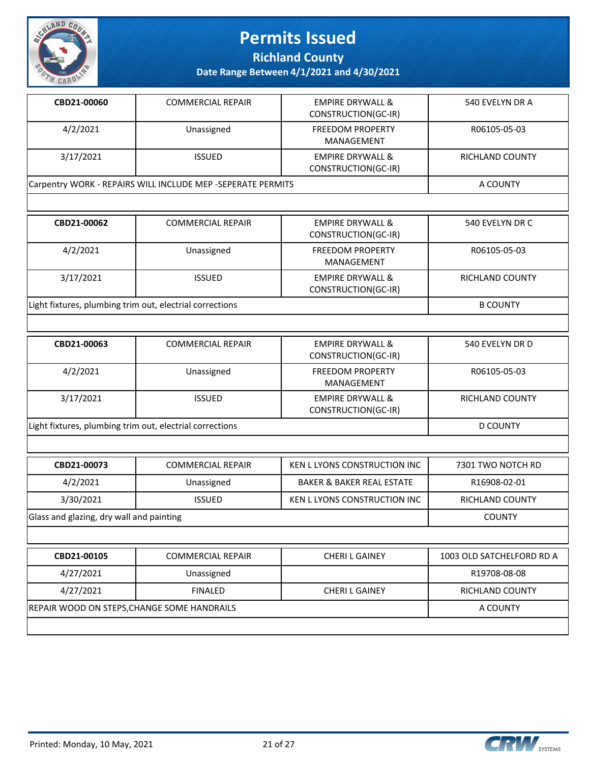# Permits Issued

**Richland County**

**Date Range Between 4/1/2021 and 4/30/2021**

| CBD21-00060 | COMMERCIAL REPAIR | EMPIRE DRYWALL & CONSTRUCTION(GC-IR) | 540 EVELYN DR A |
|---|---|---|---|
| 4/2/2021 | Unassigned | FREEDOM PROPERTY MANAGEMENT | R06105-05-03 |
| 3/17/2021 | ISSUED | EMPIRE DRYWALL & CONSTRUCTION(GC-IR) | RICHLAND COUNTY |
| Carpentry WORK - REPAIRS WILL INCLUDE MEP -SEPERATE PERMITS | | | A COUNTY |

| CBD21-00062 | COMMERCIAL REPAIR | EMPIRE DRYWALL & CONSTRUCTION(GC-IR) | 540 EVELYN DR C |
|---|---|---|---|
| 4/2/2021 | Unassigned | FREEDOM PROPERTY MANAGEMENT | R06105-05-03 |
| 3/17/2021 | ISSUED | EMPIRE DRYWALL & CONSTRUCTION(GC-IR) | RICHLAND COUNTY |
| Light fixtures, plumbing trim out, electrial corrections | | | B COUNTY |

| CBD21-00063 | COMMERCIAL REPAIR | EMPIRE DRYWALL & CONSTRUCTION(GC-IR) | 540 EVELYN DR D |
|---|---|---|---|
| 4/2/2021 | Unassigned | FREEDOM PROPERTY MANAGEMENT | R06105-05-03 |
| 3/17/2021 | ISSUED | EMPIRE DRYWALL & CONSTRUCTION(GC-IR) | RICHLAND COUNTY |
| Light fixtures, plumbing trim out, electrial corrections | | | D COUNTY |

| CBD21-00073 | COMMERCIAL REPAIR | KEN L LYONS CONSTRUCTION INC | 7301 TWO NOTCH RD |
|---|---|---|---|
| 4/2/2021 | Unassigned | BAKER & BAKER REAL ESTATE | R16908-02-01 |
| 3/30/2021 | ISSUED | KEN L LYONS CONSTRUCTION INC | RICHLAND COUNTY |
| Glass and glazing, dry wall and painting | | | COUNTY |

| CBD21-00105 | COMMERCIAL REPAIR | CHERI L GAINEY | 1003 OLD SATCHELFORD RD A |
|---|---|---|---|
| 4/27/2021 | Unassigned | | R19708-08-08 |
| 4/27/2021 | FINALED | CHERI L GAINEY | RICHLAND COUNTY |
| REPAIR WOOD ON STEPS,CHANGE SOME HANDRAILS | | | A COUNTY |

Printed: Monday, 10 May, 2021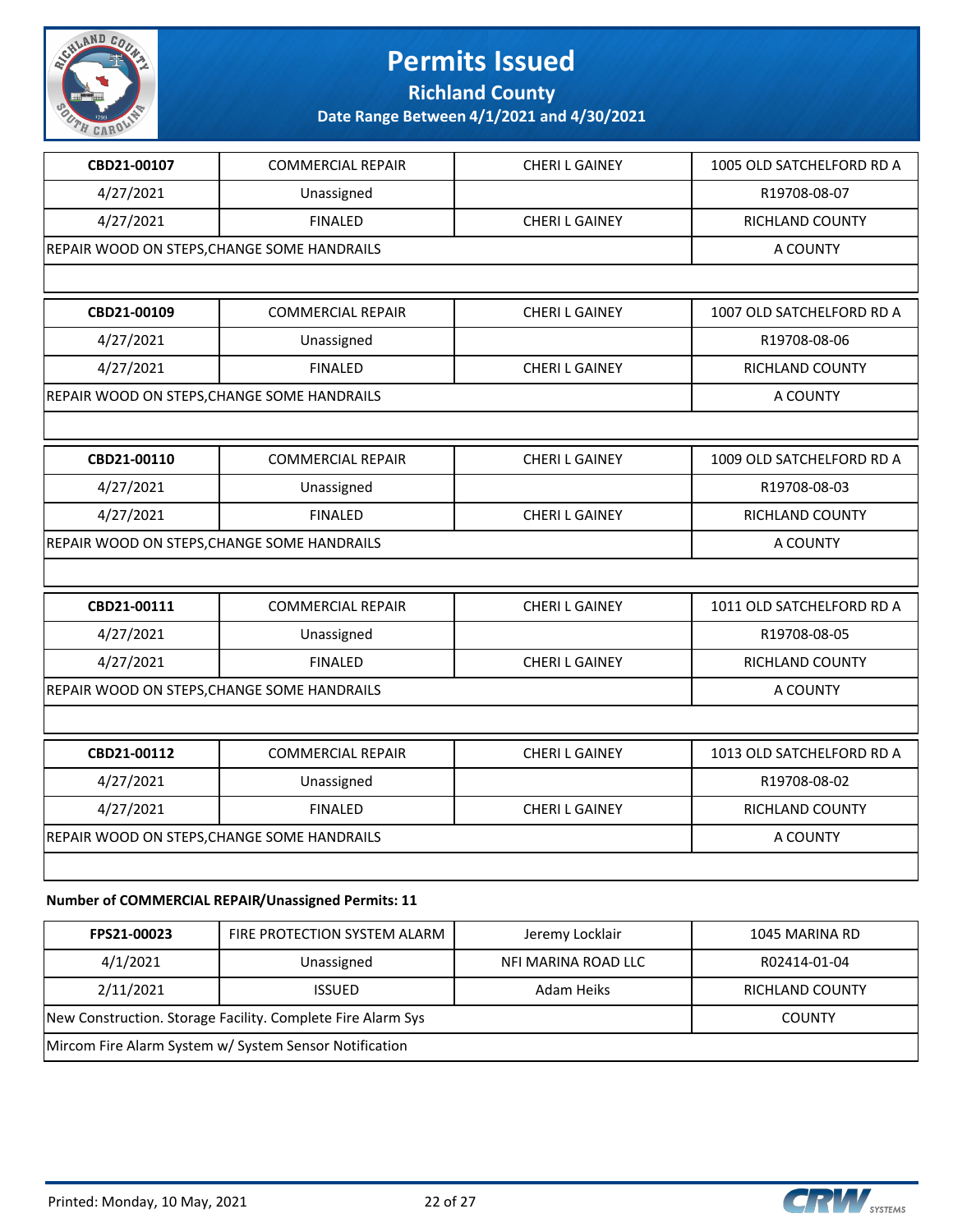| CBD21-00107 | COMMERCIAL REPAIR | CHERI L GAINEY | 1005 OLD SATCHELFORD RD A |
|---|---|---|---|
| 4/27/2021 | Unassigned | | R19708-08-07 |
| 4/27/2021 | FINALED | CHERI L GAINEY | RICHLAND COUNTY |
| REPAIR WOOD ON STEPS,CHANGE SOME HANDRAILS | | | A COUNTY |

| CBD21-00109 | COMMERCIAL REPAIR | CHERI L GAINEY | 1007 OLD SATCHELFORD RD A |
|---|---|---|---|
| 4/27/2021 | Unassigned | | R19708-08-06 |
| 4/27/2021 | FINALED | CHERI L GAINEY | RICHLAND COUNTY |
| REPAIR WOOD ON STEPS,CHANGE SOME HANDRAILS | | | A COUNTY |

| CBD21-00110 | COMMERCIAL REPAIR | CHERI L GAINEY | 1009 OLD SATCHELFORD RD A |
|---|---|---|---|
| 4/27/2021 | Unassigned | | R19708-08-03 |
| 4/27/2021 | FINALED | CHERI L GAINEY | RICHLAND COUNTY |
| REPAIR WOOD ON STEPS,CHANGE SOME HANDRAILS | | | A COUNTY |

| CBD21-00111 | COMMERCIAL REPAIR | CHERI L GAINEY | 1011 OLD SATCHELFORD RD A |
|---|---|---|---|
| 4/27/2021 | Unassigned | | R19708-08-05 |
| 4/27/2021 | FINALED | CHERI L GAINEY | RICHLAND COUNTY |
| REPAIR WOOD ON STEPS,CHANGE SOME HANDRAILS | | | A COUNTY |

| CBD21-00112 | COMMERCIAL REPAIR | CHERI L GAINEY | 1013 OLD SATCHELFORD RD A |
|---|---|---|---|
| 4/27/2021 | Unassigned | | R19708-08-02 |
| 4/27/2021 | FINALED | CHERI L GAINEY | RICHLAND COUNTY |
| REPAIR WOOD ON STEPS,CHANGE SOME HANDRAILS | | | A COUNTY |

**Number of COMMERCIAL REPAIR/Unassigned Permits: 11**

| FPS21-00023 | FIRE PROTECTION SYSTEM ALARM | Jeremy Locklair | 1045 MARINA RD |
|---|---|---|---|
| 4/1/2021 | Unassigned | NFI MARINA ROAD LLC | R02414-01-04 |
| 2/11/2021 | ISSUED | Adam Heiks | RICHLAND COUNTY |
| New Construction. Storage Facility. Complete Fire Alarm Sys | | | COUNTY |
| Mircom Fire Alarm System w/ System Sensor Notification | | | |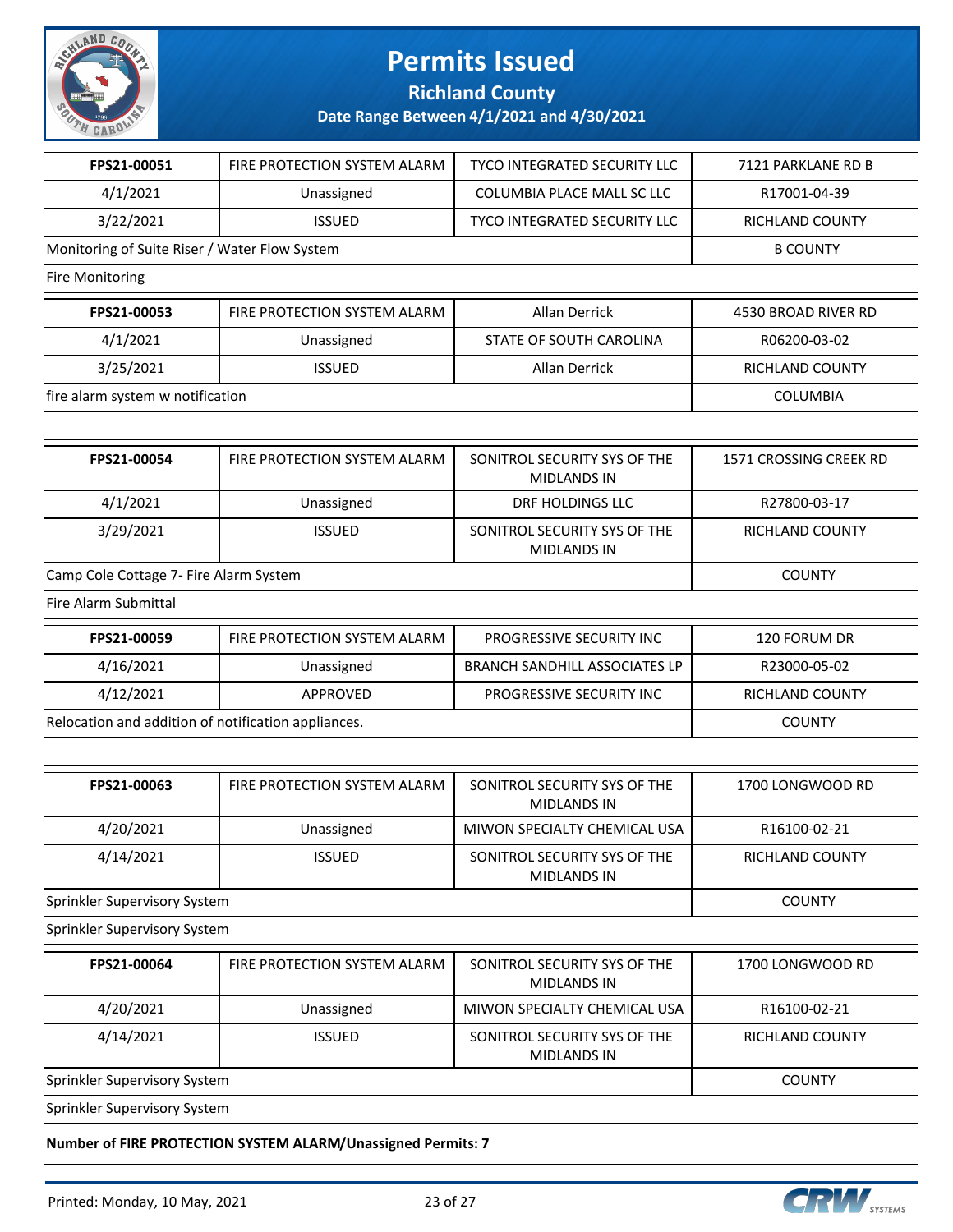# Permits Issued

## Richland County

### Date Range Between 4/1/2021 and 4/30/2021

| | | | |
|---|---|---|---|
| FPS21-00051 | FIRE PROTECTION SYSTEM ALARM | TYCO INTEGRATED SECURITY LLC | 7121 PARKLANE RD B |
| 4/1/2021 | Unassigned | COLUMBIA PLACE MALL SC LLC | R17001-04-39 |
| 3/22/2021 | ISSUED | TYCO INTEGRATED SECURITY LLC | RICHLAND COUNTY |
| Monitoring of Suite Riser / Water Flow System | | | B COUNTY |
| Fire Monitoring | | | |

| | | | |
|---|---|---|---|
| FPS21-00053 | FIRE PROTECTION SYSTEM ALARM | Allan Derrick | 4530 BROAD RIVER RD |
| 4/1/2021 | Unassigned | STATE OF SOUTH CAROLINA | R06200-03-02 |
| 3/25/2021 | ISSUED | Allan Derrick | RICHLAND COUNTY |
| fire alarm system w notification | | | COLUMBIA |
| | | | |

| | | | |
|---|---|---|---|
| FPS21-00054 | FIRE PROTECTION SYSTEM ALARM | SONITROL SECURITY SYS OF THE MIDLANDS IN | 1571 CROSSING CREEK RD |
| 4/1/2021 | Unassigned | DRF HOLDINGS LLC | R27800-03-17 |
| 3/29/2021 | ISSUED | SONITROL SECURITY SYS OF THE MIDLANDS IN | RICHLAND COUNTY |
| Camp Cole Cottage 7- Fire Alarm System | | | COUNTY |
| Fire Alarm Submittal | | | |

| | | | |
|---|---|---|---|
| FPS21-00059 | FIRE PROTECTION SYSTEM ALARM | PROGRESSIVE SECURITY INC | 120 FORUM DR |
| 4/16/2021 | Unassigned | BRANCH SANDHILL ASSOCIATES LP | R23000-05-02 |
| 4/12/2021 | APPROVED | PROGRESSIVE SECURITY INC | RICHLAND COUNTY |
| Relocation and addition of notification appliances. | | | COUNTY |
| | | | |

| | | | |
|---|---|---|---|
| FPS21-00063 | FIRE PROTECTION SYSTEM ALARM | SONITROL SECURITY SYS OF THE MIDLANDS IN | 1700 LONGWOOD RD |
| 4/20/2021 | Unassigned | MIWON SPECIALTY CHEMICAL USA | R16100-02-21 |
| 4/14/2021 | ISSUED | SONITROL SECURITY SYS OF THE MIDLANDS IN | RICHLAND COUNTY |
| Sprinkler Supervisory System | | | COUNTY |
| Sprinkler Supervisory System | | | |

| | | | |
|---|---|---|---|
| FPS21-00064 | FIRE PROTECTION SYSTEM ALARM | SONITROL SECURITY SYS OF THE MIDLANDS IN | 1700 LONGWOOD RD |
| 4/20/2021 | Unassigned | MIWON SPECIALTY CHEMICAL USA | R16100-02-21 |
| 4/14/2021 | ISSUED | SONITROL SECURITY SYS OF THE MIDLANDS IN | RICHLAND COUNTY |
| Sprinkler Supervisory System | | | COUNTY |
| Sprinkler Supervisory System | | | |

**Number of FIRE PROTECTION SYSTEM ALARM/Unassigned Permits: 7**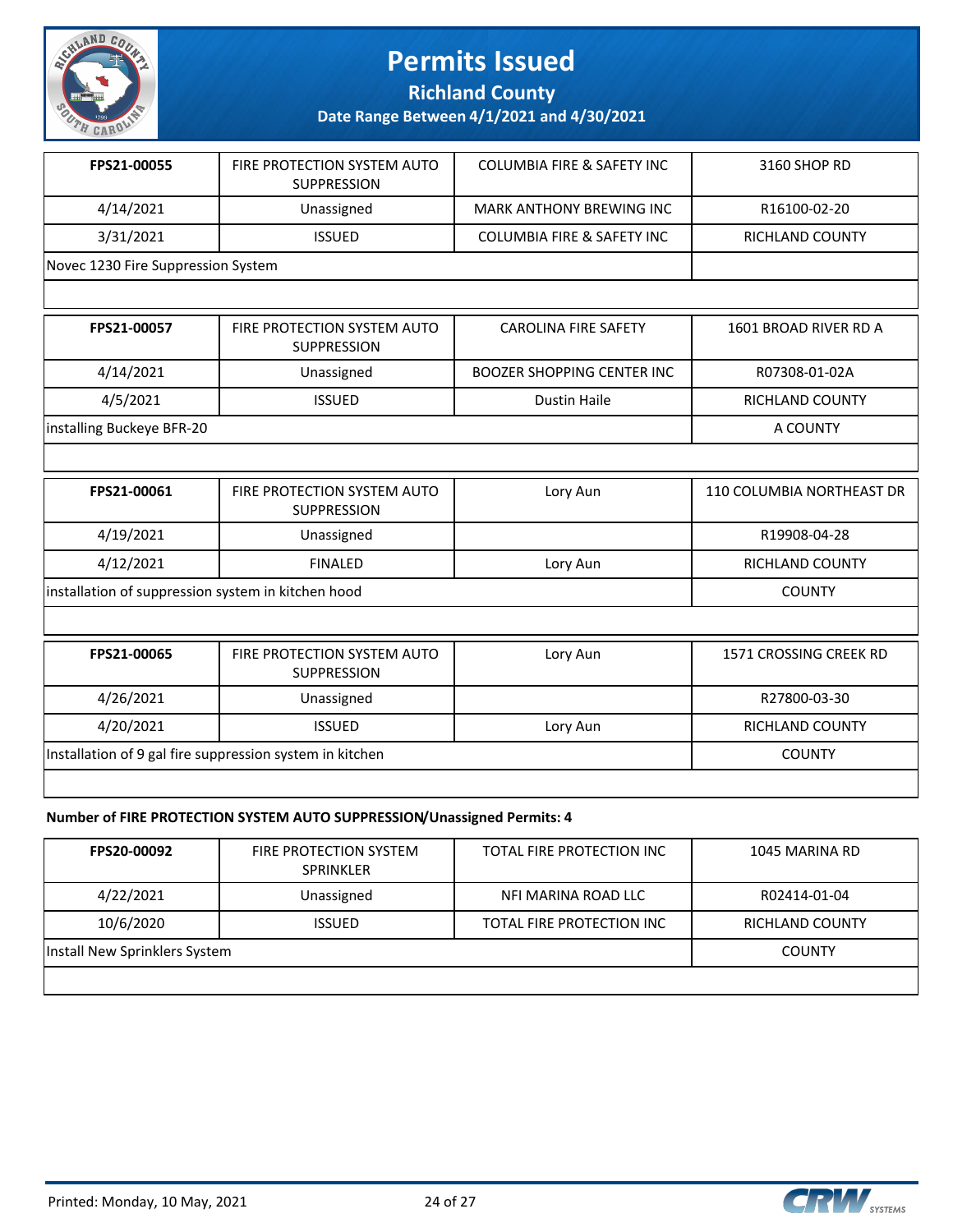# Permits Issued

## Richland County

### Date Range Between 4/1/2021 and 4/30/2021

| FPS21-00055 | FIRE PROTECTION SYSTEM AUTO SUPPRESSION | COLUMBIA FIRE & SAFETY INC | 3160 SHOP RD |
|---|---|---|---|
| 4/14/2021 | Unassigned | MARK ANTHONY BREWING INC | R16100-02-20 |
| 3/31/2021 | ISSUED | COLUMBIA FIRE & SAFETY INC | RICHLAND COUNTY |
| Novec 1230 Fire Suppression System | | | |

| FPS21-00057 | FIRE PROTECTION SYSTEM AUTO SUPPRESSION | CAROLINA FIRE SAFETY | 1601 BROAD RIVER RD A |
|---|---|---|---|
| 4/14/2021 | Unassigned | BOOZER SHOPPING CENTER INC | R07308-01-02A |
| 4/5/2021 | ISSUED | Dustin Haile | RICHLAND COUNTY |
| installing Buckeye BFR-20 | | | A COUNTY |

| FPS21-00061 | FIRE PROTECTION SYSTEM AUTO SUPPRESSION | Lory Aun | 110 COLUMBIA NORTHEAST DR |
|---|---|---|---|
| 4/19/2021 | Unassigned | | R19908-04-28 |
| 4/12/2021 | FINALED | Lory Aun | RICHLAND COUNTY |
| installation of suppression system in kitchen hood | | | COUNTY |

| FPS21-00065 | FIRE PROTECTION SYSTEM AUTO SUPPRESSION | Lory Aun | 1571 CROSSING CREEK RD |
|---|---|---|---|
| 4/26/2021 | Unassigned | | R27800-03-30 |
| 4/20/2021 | ISSUED | Lory Aun | RICHLAND COUNTY |
| Installation of 9 gal fire suppression system in kitchen | | | COUNTY |

**Number of FIRE PROTECTION SYSTEM AUTO SUPPRESSION/Unassigned Permits: 4**

| FPS20-00092 | FIRE PROTECTION SYSTEM SPRINKLER | TOTAL FIRE PROTECTION INC | 1045 MARINA RD |
|---|---|---|---|
| 4/22/2021 | Unassigned | NFI MARINA ROAD LLC | R02414-01-04 |
| 10/6/2020 | ISSUED | TOTAL FIRE PROTECTION INC | RICHLAND COUNTY |
| Install New Sprinklers System | | | COUNTY |

Printed: Monday, 10 May, 2021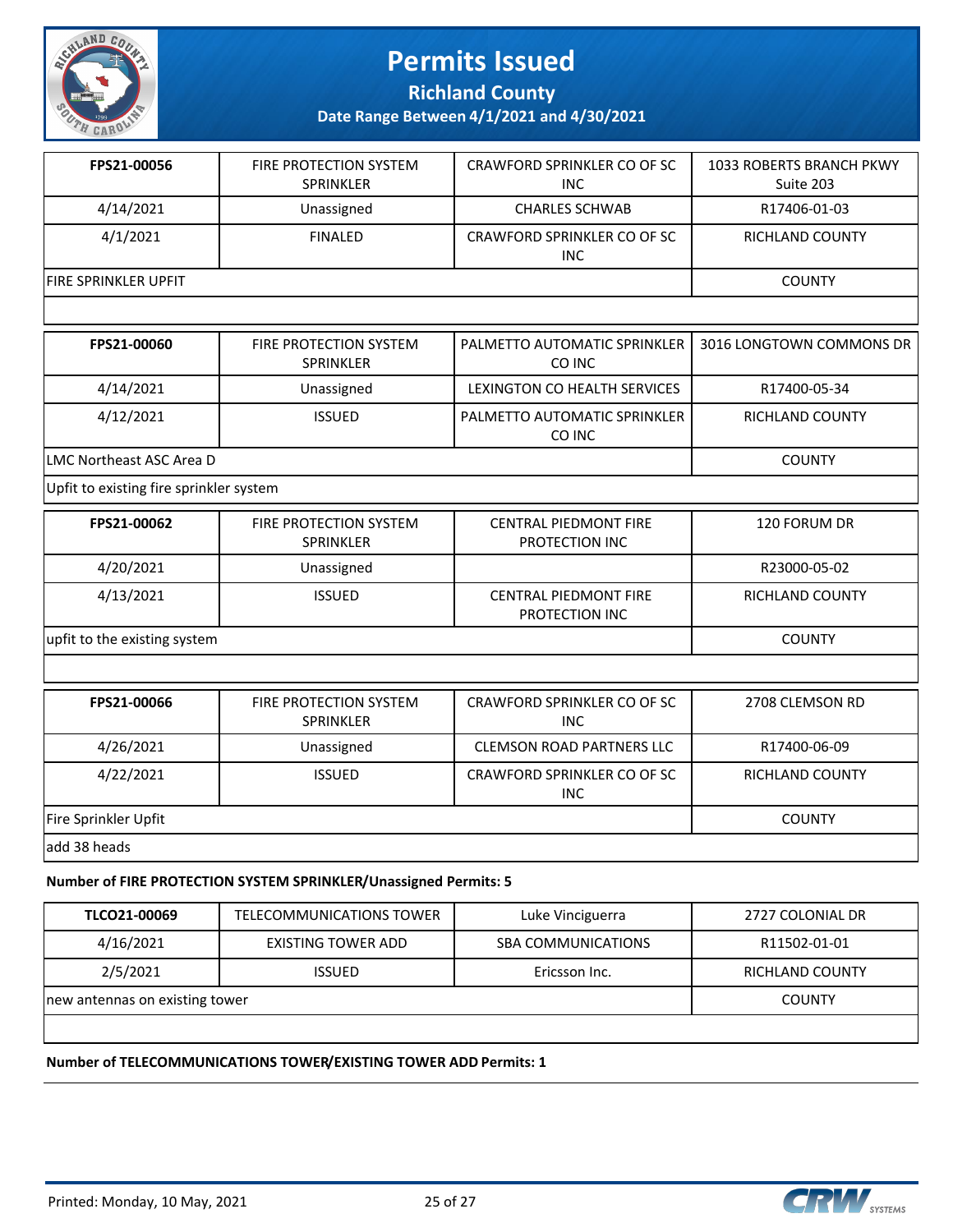# Permits Issued

## Richland County

### Date Range Between 4/1/2021 and 4/30/2021

| **FPS21-00056** | FIRE PROTECTION SYSTEM SPRINKLER | CRAWFORD SPRINKLER CO OF SC INC | 1033 ROBERTS BRANCH PKWY Suite 203 |
|---|---|---|---|
| 4/14/2021 | Unassigned | CHARLES SCHWAB | R17406-01-03 |
| 4/1/2021 | FINALED | CRAWFORD SPRINKLER CO OF SC INC | RICHLAND COUNTY |
| FIRE SPRINKLER UPFIT | | | COUNTY |
| | | | |

| **FPS21-00060** | FIRE PROTECTION SYSTEM SPRINKLER | PALMETTO AUTOMATIC SPRINKLER CO INC | 3016 LONGTOWN COMMONS DR |
|---|---|---|---|
| 4/14/2021 | Unassigned | LEXINGTON CO HEALTH SERVICES | R17400-05-34 |
| 4/12/2021 | ISSUED | PALMETTO AUTOMATIC SPRINKLER CO INC | RICHLAND COUNTY |
| LMC Northeast ASC Area D | | | COUNTY |
| Upfit to existing fire sprinkler system | | | |

| **FPS21-00062** | FIRE PROTECTION SYSTEM SPRINKLER | CENTRAL PIEDMONT FIRE PROTECTION INC | 120 FORUM DR |
|---|---|---|---|
| 4/20/2021 | Unassigned | | R23000-05-02 |
| 4/13/2021 | ISSUED | CENTRAL PIEDMONT FIRE PROTECTION INC | RICHLAND COUNTY |
| upfit to the existing system | | | COUNTY |
| | | | |

| **FPS21-00066** | FIRE PROTECTION SYSTEM SPRINKLER | CRAWFORD SPRINKLER CO OF SC INC | 2708 CLEMSON RD |
|---|---|---|---|
| 4/26/2021 | Unassigned | CLEMSON ROAD PARTNERS LLC | R17400-06-09 |
| 4/22/2021 | ISSUED | CRAWFORD SPRINKLER CO OF SC INC | RICHLAND COUNTY |
| Fire Sprinkler Upfit | | | COUNTY |
| add 38 heads | | | |

**Number of FIRE PROTECTION SYSTEM SPRINKLER/Unassigned Permits: 5**

| **TLCO21-00069** | TELECOMMUNICATIONS TOWER | Luke Vinciguerra | 2727 COLONIAL DR |
|---|---|---|---|
| 4/16/2021 | EXISTING TOWER ADD | SBA COMMUNICATIONS | R11502-01-01 |
| 2/5/2021 | ISSUED | Ericsson Inc. | RICHLAND COUNTY |
| new antennas on existing tower | | | COUNTY |
| | | | |

**Number of TELECOMMUNICATIONS TOWER/EXISTING TOWER ADD Permits: 1**

Printed: Monday, 10 May, 2021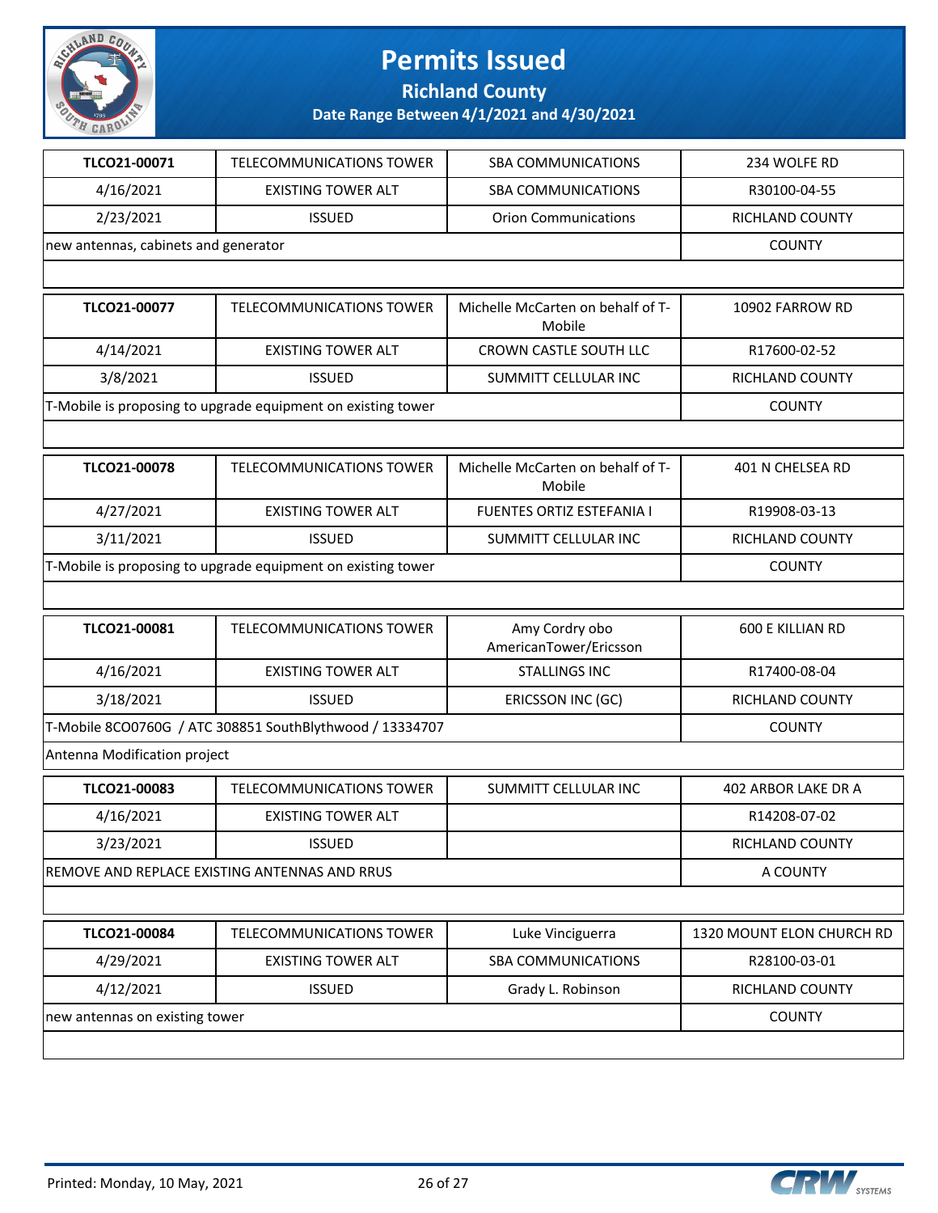# Permits Issued

## Richland County

### Date Range Between 4/1/2021 and 4/30/2021

| TLCO21-00071 | TELECOMMUNICATIONS TOWER | SBA COMMUNICATIONS | 234 WOLFE RD |
|---|---|---|---|
| 4/16/2021 | EXISTING TOWER ALT | SBA COMMUNICATIONS | R30100-04-55 |
| 2/23/2021 | ISSUED | Orion Communications | RICHLAND COUNTY |
| new antennas, cabinets and generator | | | COUNTY |

| TLCO21-00077 | TELECOMMUNICATIONS TOWER | Michelle McCarten on behalf of T-Mobile | 10902 FARROW RD |
|---|---|---|---|
| 4/14/2021 | EXISTING TOWER ALT | CROWN CASTLE SOUTH LLC | R17600-02-52 |
| 3/8/2021 | ISSUED | SUMMITT CELLULAR INC | RICHLAND COUNTY |
| T-Mobile is proposing to upgrade equipment on existing tower | | | COUNTY |

| TLCO21-00078 | TELECOMMUNICATIONS TOWER | Michelle McCarten on behalf of T-Mobile | 401 N CHELSEA RD |
|---|---|---|---|
| 4/27/2021 | EXISTING TOWER ALT | FUENTES ORTIZ ESTEFANIA I | R19908-03-13 |
| 3/11/2021 | ISSUED | SUMMITT CELLULAR INC | RICHLAND COUNTY |
| T-Mobile is proposing to upgrade equipment on existing tower | | | COUNTY |

| TLCO21-00081 | TELECOMMUNICATIONS TOWER | Amy Cordry obo AmericanTower/Ericsson | 600 E KILLIAN RD |
|---|---|---|---|
| 4/16/2021 | EXISTING TOWER ALT | STALLINGS INC | R17400-08-04 |
| 3/18/2021 | ISSUED | ERICSSON INC (GC) | RICHLAND COUNTY |
| T-Mobile 8CO0760G / ATC 308851 SouthBlythwood / 13334707 | | | COUNTY |
| Antenna Modification project | | | |

| TLCO21-00083 | TELECOMMUNICATIONS TOWER | SUMMITT CELLULAR INC | 402 ARBOR LAKE DR A |
|---|---|---|---|
| 4/16/2021 | EXISTING TOWER ALT | | R14208-07-02 |
| 3/23/2021 | ISSUED | | RICHLAND COUNTY |
| REMOVE AND REPLACE EXISTING ANTENNAS AND RRUS | | | A COUNTY |

| TLCO21-00084 | TELECOMMUNICATIONS TOWER | Luke Vinciguerra | 1320 MOUNT ELON CHURCH RD |
|---|---|---|---|
| 4/29/2021 | EXISTING TOWER ALT | SBA COMMUNICATIONS | R28100-03-01 |
| 4/12/2021 | ISSUED | Grady L. Robinson | RICHLAND COUNTY |
| new antennas on existing tower | | | COUNTY |

Printed: Monday, 10 May, 2021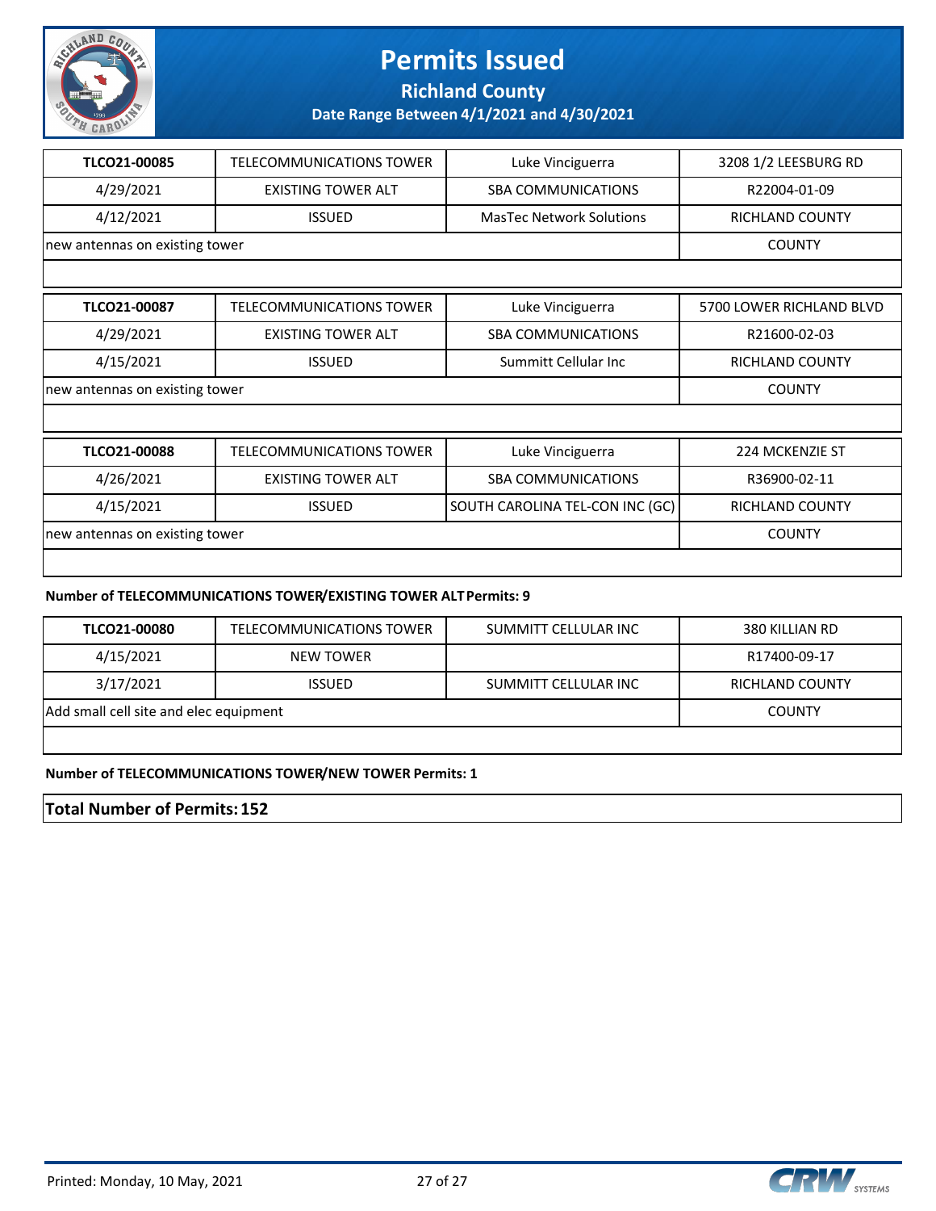| | | | |
|---|---|---|---|
| TLCO21-00085 | TELECOMMUNICATIONS TOWER | Luke Vinciguerra | 3208 1/2 LEESBURG RD |
| 4/29/2021 | EXISTING TOWER ALT | SBA COMMUNICATIONS | R22004-01-09 |
| 4/12/2021 | ISSUED | MasTec Network Solutions | RICHLAND COUNTY |
| new antennas on existing tower | | | COUNTY |

| | | | |
|---|---|---|---|
| TLCO21-00087 | TELECOMMUNICATIONS TOWER | Luke Vinciguerra | 5700 LOWER RICHLAND BLVD |
| 4/29/2021 | EXISTING TOWER ALT | SBA COMMUNICATIONS | R21600-02-03 |
| 4/15/2021 | ISSUED | Summitt Cellular Inc | RICHLAND COUNTY |
| new antennas on existing tower | | | COUNTY |

| | | | |
|---|---|---|---|
| TLCO21-00088 | TELECOMMUNICATIONS TOWER | Luke Vinciguerra | 224 MCKENZIE ST |
| 4/26/2021 | EXISTING TOWER ALT | SBA COMMUNICATIONS | R36900-02-11 |
| 4/15/2021 | ISSUED | SOUTH CAROLINA TEL-CON INC (GC) | RICHLAND COUNTY |
| new antennas on existing tower | | | COUNTY |

**Number of TELECOMMUNICATIONS TOWER/EXISTING TOWER ALT Permits: 9**

| | | | |
|---|---|---|---|
| TLCO21-00080 | TELECOMMUNICATIONS TOWER | SUMMITT CELLULAR INC | 380 KILLIAN RD |
| 4/15/2021 | NEW TOWER | | R17400-09-17 |
| 3/17/2021 | ISSUED | SUMMITT CELLULAR INC | RICHLAND COUNTY |
| Add small cell site and elec equipment | | | COUNTY |

**Number of TELECOMMUNICATIONS TOWER/NEW TOWER Permits: 1**

**Total Number of Permits: 152**